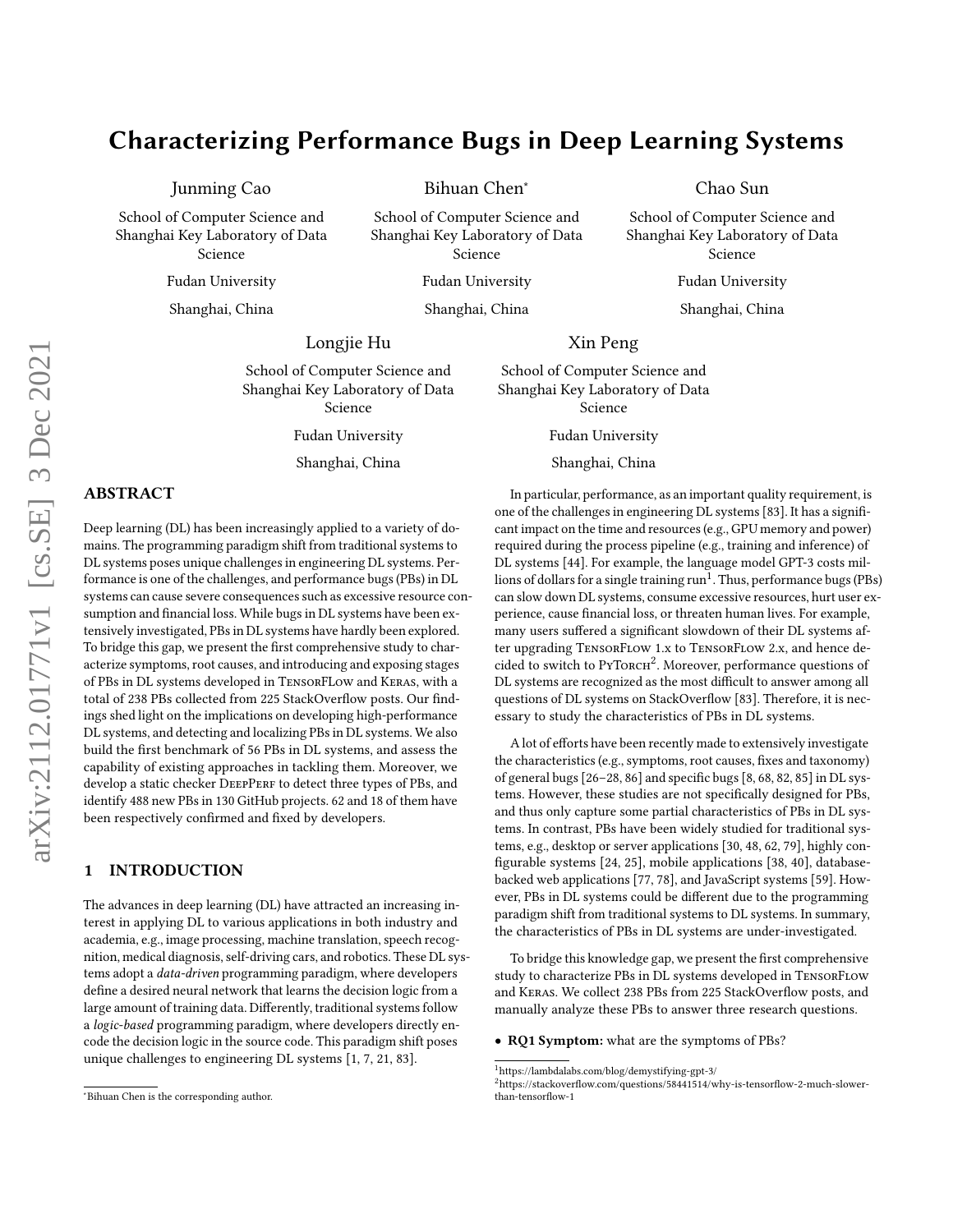# Characterizing Performance Bugs in Deep Learning Systems

Junming Cao
School of Computer Science and Shanghai Key Laboratory of Data Science
Fudan University
Shanghai, China

Bihuan Chen*
School of Computer Science and Shanghai Key Laboratory of Data Science
Fudan University
Shanghai, China

Chao Sun
School of Computer Science and Shanghai Key Laboratory of Data Science
Fudan University
Shanghai, China

Longjie Hu
School of Computer Science and Shanghai Key Laboratory of Data Science
Fudan University
Shanghai, China

Xin Peng
School of Computer Science and Shanghai Key Laboratory of Data Science
Fudan University
Shanghai, China

## ABSTRACT

Deep learning (DL) has been increasingly applied to a variety of domains. The programming paradigm shift from traditional systems to DL systems poses unique challenges in engineering DL systems. Performance is one of the challenges, and performance bugs (PBs) in DL systems can cause severe consequences such as excessive resource consumption and financial loss. While bugs in DL systems have been extensively investigated, PBs in DL systems have hardly been explored. To bridge this gap, we present the first comprehensive study to characterize symptoms, root causes, and introducing and exposing stages of PBs in DL systems developed in TensorFLow and Keras, with a total of 238 PBs collected from 225 StackOverflow posts. Our findings shed light on the implications on developing high-performance DL systems, and detecting and localizing PBs in DL systems. We also build the first benchmark of 56 PBs in DL systems, and assess the capability of existing approaches in tackling them. Moreover, we develop a static checker DeepPerf to detect three types of PBs, and identify 488 new PBs in 130 GitHub projects. 62 and 18 of them have been respectively confirmed and fixed by developers.

## 1 INTRODUCTION

The advances in deep learning (DL) have attracted an increasing interest in applying DL to various applications in both industry and academia, e.g., image processing, machine translation, speech recognition, medical diagnosis, self-driving cars, and robotics. These DL systems adopt a *data-driven* programming paradigm, where developers define a desired neural network that learns the decision logic from a large amount of training data. Differently, traditional systems follow a *logic-based* programming paradigm, where developers directly encode the decision logic in the source code. This paradigm shift poses unique challenges to engineering DL systems [1, 7, 21, 83].

In particular, performance, as an important quality requirement, is one of the challenges in engineering DL systems [83]. It has a significant impact on the time and resources (e.g., GPU memory and power) required during the process pipeline (e.g., training and inference) of DL systems [44]. For example, the language model GPT-3 costs millions of dollars for a single training run[1]. Thus, performance bugs (PBs) can slow down DL systems, consume excessive resources, hurt user experience, cause financial loss, or threaten human lives. For example, many users suffered a significant slowdown of their DL systems after upgrading TensorFlow 1.x to TensorFlow 2.x, and hence decided to switch to PyTorch[2]. Moreover, performance questions of DL systems are recognized as the most difficult to answer among all questions of DL systems on StackOverflow [83]. Therefore, it is necessary to study the characteristics of PBs in DL systems.

A lot of efforts have been recently made to extensively investigate the characteristics (e.g., symptoms, root causes, fixes and taxonomy) of general bugs [26–28, 86] and specific bugs [8, 68, 82, 85] in DL systems. However, these studies are not specifically designed for PBs, and thus only capture some partial characteristics of PBs in DL systems. In contrast, PBs have been widely studied for traditional systems, e.g., desktop or server applications [30, 48, 62, 79], highly configurable systems [24, 25], mobile applications [38, 40], database-backed web applications [77, 78], and JavaScript systems [59]. However, PBs in DL systems could be different due to the programming paradigm shift from traditional systems to DL systems. In summary, the characteristics of PBs in DL systems are under-investigated.

To bridge this knowledge gap, we present the first comprehensive study to characterize PBs in DL systems developed in TensorFlow and Keras. We collect 238 PBs from 225 StackOverflow posts, and manually analyze these PBs to answer three research questions.

- **RQ1 Symptom:** what are the symptoms of PBs?

*Bihuan Chen is the corresponding author.

[1] https://lambdalabs.com/blog/demystifying-gpt-3/

[2] https://stackoverflow.com/questions/58441514/why-is-tensorflow-2-much-slower-than-tensorflow-1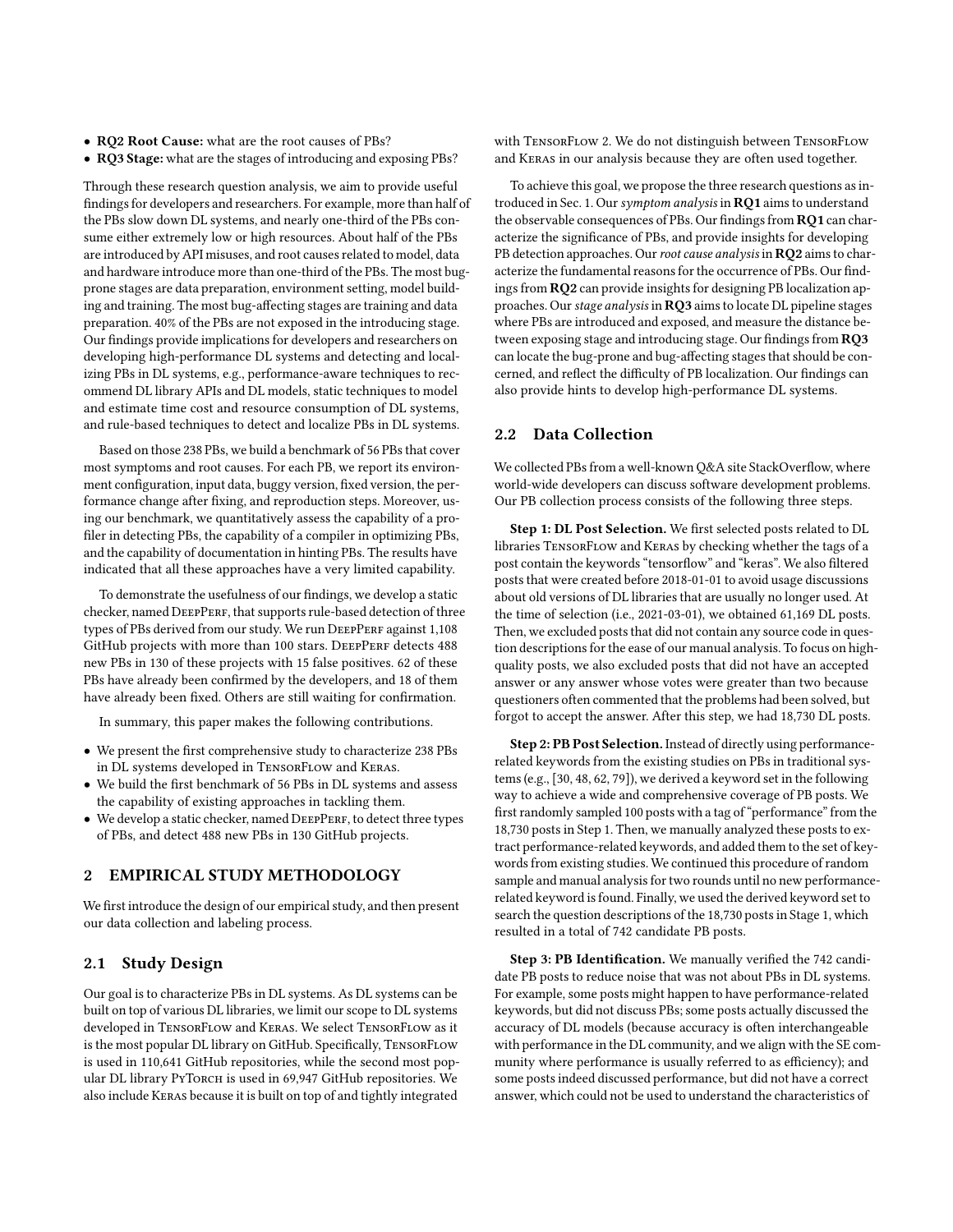- **RQ2 Root Cause:** what are the root causes of PBs?
- **RQ3 Stage:** what are the stages of introducing and exposing PBs?

Through these research question analysis, we aim to provide useful findings for developers and researchers. For example, more than half of the PBs slow down DL systems, and nearly one-third of the PBs consume either extremely low or high resources. About half of the PBs are introduced by API misuses, and root causes related to model, data and hardware introduce more than one-third of the PBs. The most bug-prone stages are data preparation, environment setting, model building and training. The most bug-affecting stages are training and data preparation. 40% of the PBs are not exposed in the introducing stage. Our findings provide implications for developers and researchers on developing high-performance DL systems and detecting and localizing PBs in DL systems, e.g., performance-aware techniques to recommend DL library APIs and DL models, static techniques to model and estimate time cost and resource consumption of DL systems, and rule-based techniques to detect and localize PBs in DL systems.

Based on those 238 PBs, we build a benchmark of 56 PBs that cover most symptoms and root causes. For each PB, we report its environment configuration, input data, buggy version, fixed version, the performance change after fixing, and reproduction steps. Moreover, using our benchmark, we quantitatively assess the capability of a profiler in detecting PBs, the capability of a compiler in optimizing PBs, and the capability of documentation in hinting PBs. The results have indicated that all these approaches have a very limited capability.

To demonstrate the usefulness of our findings, we develop a static checker, named DeepPerf, that supports rule-based detection of three types of PBs derived from our study. We run DeepPerf against 1,108 GitHub projects with more than 100 stars. DeepPerf detects 488 new PBs in 130 of these projects with 15 false positives. 62 of these PBs have already been confirmed by the developers, and 18 of them have already been fixed. Others are still waiting for confirmation.

In summary, this paper makes the following contributions.

- We present the first comprehensive study to characterize 238 PBs in DL systems developed in TensorFlow and Keras.
- We build the first benchmark of 56 PBs in DL systems and assess the capability of existing approaches in tackling them.
- We develop a static checker, named DeepPerf, to detect three types of PBs, and detect 488 new PBs in 130 GitHub projects.

## 2 EMPIRICAL STUDY METHODOLOGY

We first introduce the design of our empirical study, and then present our data collection and labeling process.

### 2.1 Study Design

Our goal is to characterize PBs in DL systems. As DL systems can be built on top of various DL libraries, we limit our scope to DL systems developed in TensorFlow and Keras. We select TensorFlow as it is the most popular DL library on GitHub. Specifically, TensorFlow is used in 110,641 GitHub repositories, while the second most popular DL library PyTorch is used in 69,947 GitHub repositories. We also include Keras because it is built on top of and tightly integrated with TensorFlow 2. We do not distinguish between TensorFlow and Keras in our analysis because they are often used together.

To achieve this goal, we propose the three research questions as introduced in Sec. 1. Our *symptom analysis* in **RQ1** aims to understand the observable consequences of PBs. Our findings from **RQ1** can characterize the significance of PBs, and provide insights for developing PB detection approaches. Our *root cause analysis* in **RQ2** aims to characterize the fundamental reasons for the occurrence of PBs. Our findings from **RQ2** can provide insights for designing PB localization approaches. Our *stage analysis* in **RQ3** aims to locate DL pipeline stages where PBs are introduced and exposed, and measure the distance between exposing stage and introducing stage. Our findings from **RQ3** can locate the bug-prone and bug-affecting stages that should be concerned, and reflect the difficulty of PB localization. Our findings can also provide hints to develop high-performance DL systems.

### 2.2 Data Collection

We collected PBs from a well-known Q&A site StackOverflow, where world-wide developers can discuss software development problems. Our PB collection process consists of the following three steps.

**Step 1: DL Post Selection.** We first selected posts related to DL libraries TensorFlow and Keras by checking whether the tags of a post contain the keywords "tensorflow" and "keras". We also filtered posts that were created before 2018-01-01 to avoid usage discussions about old versions of DL libraries that are usually no longer used. At the time of selection (i.e., 2021-03-01), we obtained 61,169 DL posts. Then, we excluded posts that did not contain any source code in question descriptions for the ease of our manual analysis. To focus on high-quality posts, we also excluded posts that did not have an accepted answer or any answer whose votes were greater than two because questioners often commented that the problems had been solved, but forgot to accept the answer. After this step, we had 18,730 DL posts.

**Step 2: PB Post Selection.** Instead of directly using performance-related keywords from the existing studies on PBs in traditional systems (e.g., [30, 48, 62, 79]), we derived a keyword set in the following way to achieve a wide and comprehensive coverage of PB posts. We first randomly sampled 100 posts with a tag of "performance" from the 18,730 posts in Step 1. Then, we manually analyzed these posts to extract performance-related keywords, and added them to the set of keywords from existing studies. We continued this procedure of random sample and manual analysis for two rounds until no new performance-related keyword is found. Finally, we used the derived keyword set to search the question descriptions of the 18,730 posts in Stage 1, which resulted in a total of 742 candidate PB posts.

**Step 3: PB Identification.** We manually verified the 742 candidate PB posts to reduce noise that was not about PBs in DL systems. For example, some posts might happen to have performance-related keywords, but did not discuss PBs; some posts actually discussed the accuracy of DL models (because accuracy is often interchangeable with performance in the DL community, and we align with the SE community where performance is usually referred to as efficiency); and some posts indeed discussed performance, but did not have a correct answer, which could not be used to understand the characteristics of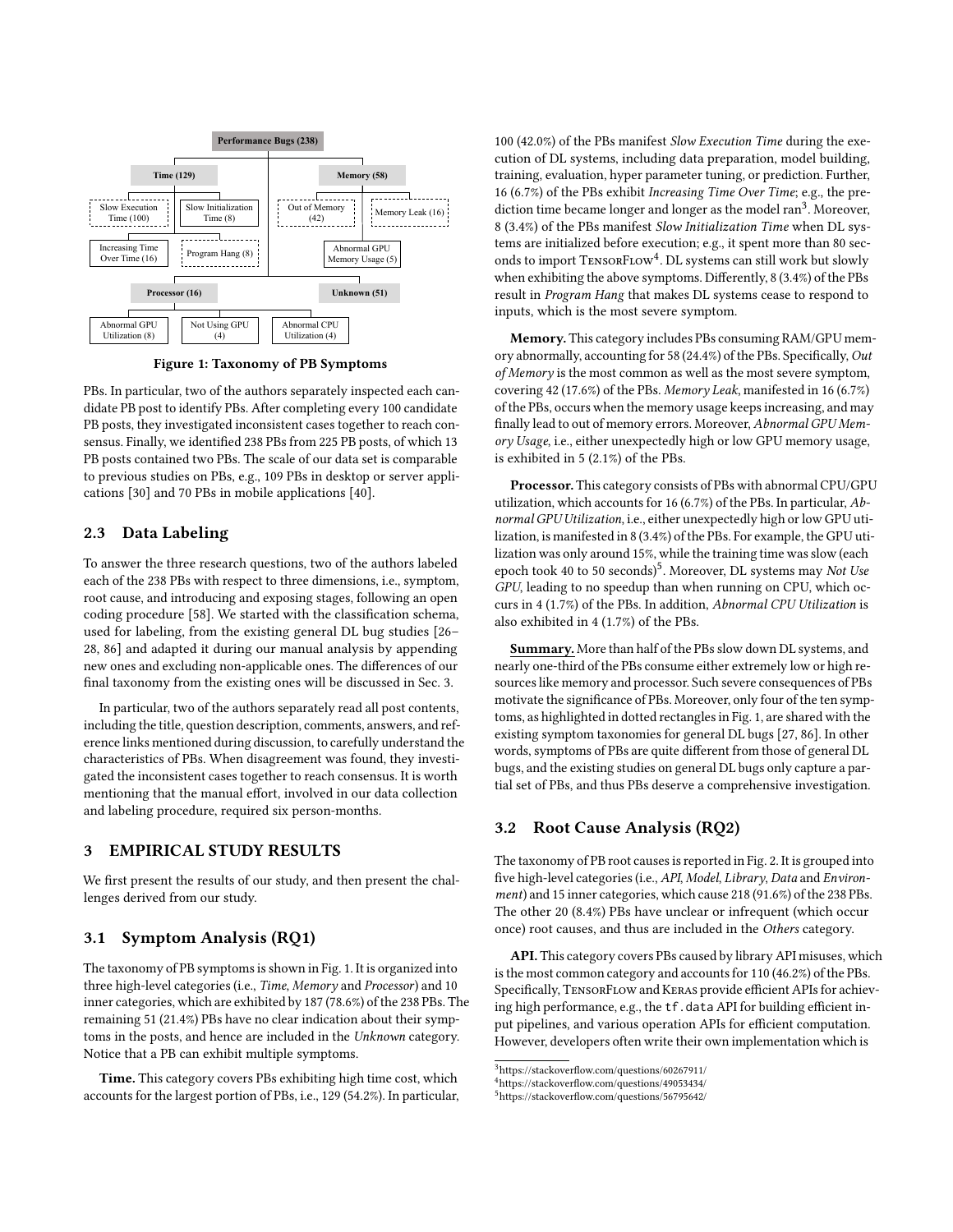Performance Bugs (238)

- Time (129)
  - Slow Execution Time (100)
  - Slow Initialization Time (8)
  - Increasing Time Over Time (16)
  - Program Hang (8)
- Memory (58)
  - Out of Memory (42)
  - Memory Leak (16)
  - Abnormal GPU Memory Usage (5)
- Processor (16)
  - Abnormal GPU Utilization (8)
  - Not Using GPU (4)
  - Abnormal CPU Utilization (4)
- Unknown (51)

**Figure 1: Taxonomy of PB Symptoms**

PBs. In particular, two of the authors separately inspected each candidate PB post to identify PBs. After completing every 100 candidate PB posts, they investigated inconsistent cases together to reach consensus. Finally, we identified 238 PBs from 225 PB posts, of which 13 PB posts contained two PBs. The scale of our data set is comparable to previous studies on PBs, e.g., 109 PBs in desktop or server applications [30] and 70 PBs in mobile applications [40].

## 2.3 Data Labeling

To answer the three research questions, two of the authors labeled each of the 238 PBs with respect to three dimensions, i.e., symptom, root cause, and introducing and exposing stages, following an open coding procedure [58]. We started with the classification schema, used for labeling, from the existing general DL bug studies [26–28, 86] and adapted it during our manual analysis by appending new ones and excluding non-applicable ones. The differences of our final taxonomy from the existing ones will be discussed in Sec. 3.

In particular, two of the authors separately read all post contents, including the title, question description, comments, answers, and reference links mentioned during discussion, to carefully understand the characteristics of PBs. When disagreement was found, they investigated the inconsistent cases together to reach consensus. It is worth mentioning that the manual effort, involved in our data collection and labeling procedure, required six person-months.

# 3 EMPIRICAL STUDY RESULTS

We first present the results of our study, and then present the challenges derived from our study.

## 3.1 Symptom Analysis (RQ1)

The taxonomy of PB symptoms is shown in Fig. 1. It is organized into three high-level categories (i.e., *Time*, *Memory* and *Processor*) and 10 inner categories, which are exhibited by 187 (78.6%) of the 238 PBs. The remaining 51 (21.4%) PBs have no clear indication about their symptoms in the posts, and hence are included in the *Unknown* category. Notice that a PB can exhibit multiple symptoms.

**Time.** This category covers PBs exhibiting high time cost, which accounts for the largest portion of PBs, i.e., 129 (54.2%). In particular, 100 (42.0%) of the PBs manifest *Slow Execution Time* during the execution of DL systems, including data preparation, model building, training, evaluation, hyper parameter tuning, or prediction. Further, 16 (6.7%) of the PBs exhibit *Increasing Time Over Time*; e.g., the prediction time became longer and longer as the model ran[3]. Moreover, 8 (3.4%) of the PBs manifest *Slow Initialization Time* when DL systems are initialized before execution; e.g., it spent more than 80 seconds to import TensorFlow[4]. DL systems can still work but slowly when exhibiting the above symptoms. Differently, 8 (3.4%) of the PBs result in *Program Hang* that makes DL systems cease to respond to inputs, which is the most severe symptom.

**Memory.** This category includes PBs consuming RAM/GPU memory abnormally, accounting for 58 (24.4%) of the PBs. Specifically, *Out of Memory* is the most common as well as the most severe symptom, covering 42 (17.6%) of the PBs. *Memory Leak*, manifested in 16 (6.7%) of the PBs, occurs when the memory usage keeps increasing, and may finally lead to out of memory errors. Moreover, *Abnormal GPU Memory Usage*, i.e., either unexpectedly high or low GPU memory usage, is exhibited in 5 (2.1%) of the PBs.

**Processor.** This category consists of PBs with abnormal CPU/GPU utilization, which accounts for 16 (6.7%) of the PBs. In particular, *Abnormal GPU Utilization*, i.e., either unexpectedly high or low GPU utilization, is manifested in 8 (3.4%) of the PBs. For example, the GPU utilization was only around 15%, while the training time was slow (each epoch took 40 to 50 seconds)[5]. Moreover, DL systems may *Not Use GPU*, leading to no speedup than when running on CPU, which occurs in 4 (1.7%) of the PBs. In addition, *Abnormal CPU Utilization* is also exhibited in 4 (1.7%) of the PBs.

**Summary.** More than half of the PBs slow down DL systems, and nearly one-third of the PBs consume either extremely low or high resources like memory and processor. Such severe consequences of PBs motivate the significance of PBs. Moreover, only four of the ten symptoms, as highlighted in dotted rectangles in Fig. 1, are shared with the existing symptom taxonomies for general DL bugs [27, 86]. In other words, symptoms of PBs are quite different from those of general DL bugs, and the existing studies on general DL bugs only capture a partial set of PBs, and thus PBs deserve a comprehensive investigation.

## 3.2 Root Cause Analysis (RQ2)

The taxonomy of PB root causes is reported in Fig. 2. It is grouped into five high-level categories (i.e., *API*, *Model*, *Library*, *Data* and *Environment*) and 15 inner categories, which cause 218 (91.6%) of the 238 PBs. The other 20 (8.4%) PBs have unclear or infrequent (which occur once) root causes, and thus are included in the *Others* category.

**API.** This category covers PBs caused by library API misuses, which is the most common category and accounts for 110 (46.2%) of the PBs. Specifically, TensorFlow and Keras provide efficient APIs for achieving high performance, e.g., the `tf.data` API for building efficient input pipelines, and various operation APIs for efficient computation. However, developers often write their own implementation which is

[3] https://stackoverflow.com/questions/60267911/

[4] https://stackoverflow.com/questions/49053434/

[5] https://stackoverflow.com/questions/56795642/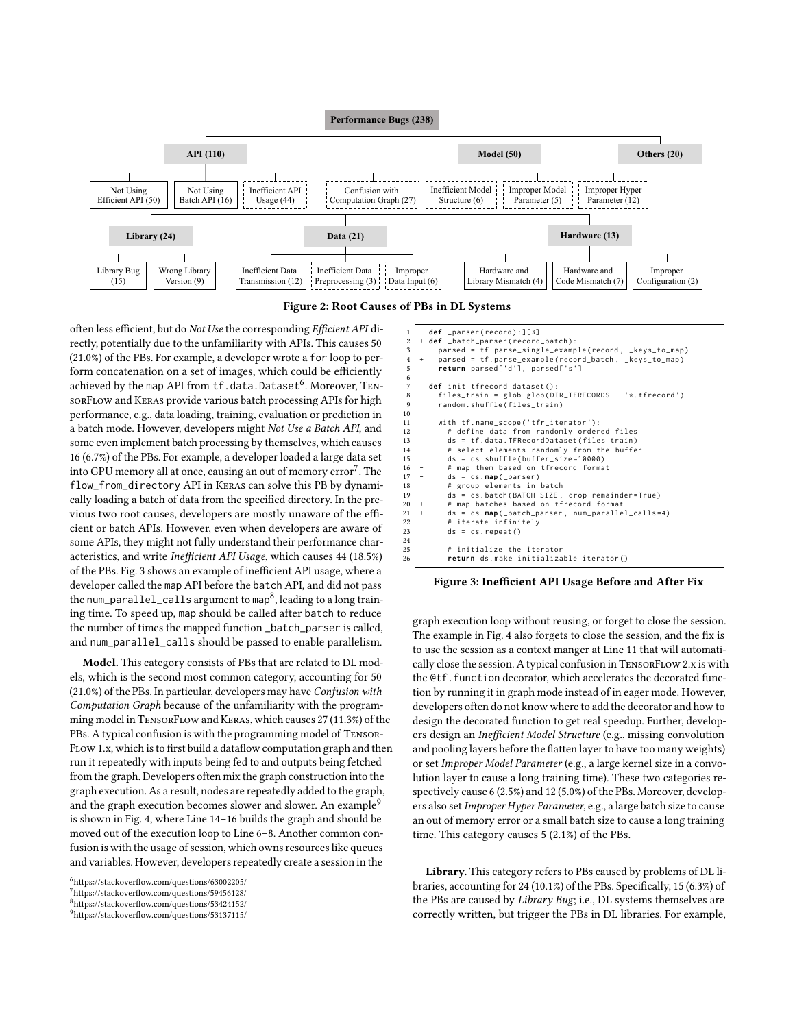Performance Bugs (238)

- API (110)
  - Not Using Efficient API (50)
  - Not Using Batch API (16)
  - Inefficient API Usage (44)
- Model (50)
  - Confusion with Computation Graph (27)
  - Inefficient Model Structure (6)
  - Improper Model Parameter (5)
  - Improper Hyper Parameter (12)
- Others (20)
- Library (24)
  - Library Bug (15)
  - Wrong Library Version (9)
- Data (21)
  - Inefficient Data Transmission (12)
  - Inefficient Data Preprocessing (3)
  - Improper Data Input (6)
- Hardware (13)
  - Hardware and Library Mismatch (4)
  - Hardware and Code Mismatch (7)
  - Improper Configuration (2)

**Figure 2: Root Causes of PBs in DL Systems**

often less efficient, but do *Not Use* the corresponding *Efficient API* directly, potentially due to the unfamiliarity with APIs. This causes 50 (21.0%) of the PBs. For example, a developer wrote a `for` loop to perform concatenation on a set of images, which could be efficiently achieved by the `map` API from `tf.data.Dataset`[6]. Moreover, TensorFlow and Keras provide various batch processing APIs for high performance, e.g., data loading, training, evaluation or prediction in a batch mode. However, developers might *Not Use a Batch API*, and some even implement batch processing by themselves, which causes 16 (6.7%) of the PBs. For example, a developer loaded a large data set into GPU memory all at once, causing an out of memory error[7]. The `flow_from_directory` API in Keras can solve this PB by dynamically loading a batch of data from the specified directory. In the previous two root causes, developers are mostly unaware of the efficient or batch APIs. However, even when developers are aware of some APIs, they might not fully understand their performance characteristics, and write *Inefficient API Usage*, which causes 44 (18.5%) of the PBs. Fig. 3 shows an example of inefficient API usage, where a developer called the `map` API before the `batch` API, and did not pass the `num_parallel_calls` argument to `map`[8], leading to a long training time. To speed up, `map` should be called after `batch` to reduce the number of times the mapped function `_batch_parser` is called, and `num_parallel_calls` should be passed to enable parallelism.

**Model.** This category consists of PBs that are related to DL models, which is the second most common category, accounting for 50 (21.0%) of the PBs. In particular, developers may have *Confusion with Computation Graph* because of the unfamiliarity with the programming model in TensorFlow and Keras, which causes 27 (11.3%) of the PBs. A typical confusion is with the programming model of TensorFlow 1.x, which is to first build a dataflow computation graph and then run it repeatedly with inputs being fed to and outputs being fetched from the graph. Developers often mix the graph construction into the graph execution. As a result, nodes are repeatedly added to the graph, and the graph execution becomes slower and slower. An example[9] is shown in Fig. 4, where Line 14–16 builds the graph and should be moved out of the execution loop to Line 6–8. Another common confusion is with the usage of session, which owns resources like queues and variables. However, developers repeatedly create a session in the

```
1  - def _parser(record):][3]
2  + def _batch_parser(record_batch):
3  -   parsed = tf.parse_single_example(record, _keys_to_map)
4  +   parsed = tf.parse_example(record_batch, _keys_to_map)
5      return parsed['d'], parsed['s']
6
7    def init_tfrecord_dataset():
8      files_train = glob.glob(DIR_TFRECORDS + '*.tfrecord')
9      random.shuffle(files_train)
10
11     with tf.name_scope('tfr_iterator'):
12       # define data from randomly ordered files
13       ds = tf.data.TFRecordDataset(files_train)
14       # select elements randomly from the buffer
15       ds = ds.shuffle(buffer_size=10000)
16 -     # map them based on tfrecord format
17 -     ds = ds.map(_parser)
18       # group elements in batch
19       ds = ds.batch(BATCH_SIZE, drop_remainder=True)
20 +     # map batches based on tfrecord format
21 +     ds = ds.map(_batch_parser, num_parallel_calls=4)
22       # iterate infinitely
23       ds = ds.repeat()
24
25       # initialize the iterator
26       return ds.make_initializable_iterator()
```

**Figure 3: Inefficient API Usage Before and After Fix**

graph execution loop without reusing, or forget to close the session. The example in Fig. 4 also forgets to close the session, and the fix is to use the session as a context manger at Line 11 that will automatically close the session. A typical confusion in TensorFlow 2.x is with the `@tf.function` decorator, which accelerates the decorated function by running it in graph mode instead of in eager mode. However, developers often do not know where to add the decorator and how to design the decorated function to get real speedup. Further, developers design an *Inefficient Model Structure* (e.g., missing convolution and pooling layers before the flatten layer to have too many weights) or set *Improper Model Parameter* (e.g., a large kernel size in a convolution layer to cause a long training time). These two categories respectively cause 6 (2.5%) and 12 (5.0%) of the PBs. Moreover, developers also set *Improper Hyper Parameter*, e.g., a large batch size to cause an out of memory error or a small batch size to cause a long training time. This category causes 5 (2.1%) of the PBs.

**Library.** This category refers to PBs caused by problems of DL libraries, accounting for 24 (10.1%) of the PBs. Specifically, 15 (6.3%) of the PBs are caused by *Library Bug*; i.e., DL systems themselves are correctly written, but trigger the PBs in DL libraries. For example,

[6] https://stackoverflow.com/questions/63002205/
[7] https://stackoverflow.com/questions/59456128/
[8] https://stackoverflow.com/questions/53424152/
[9] https://stackoverflow.com/questions/53137115/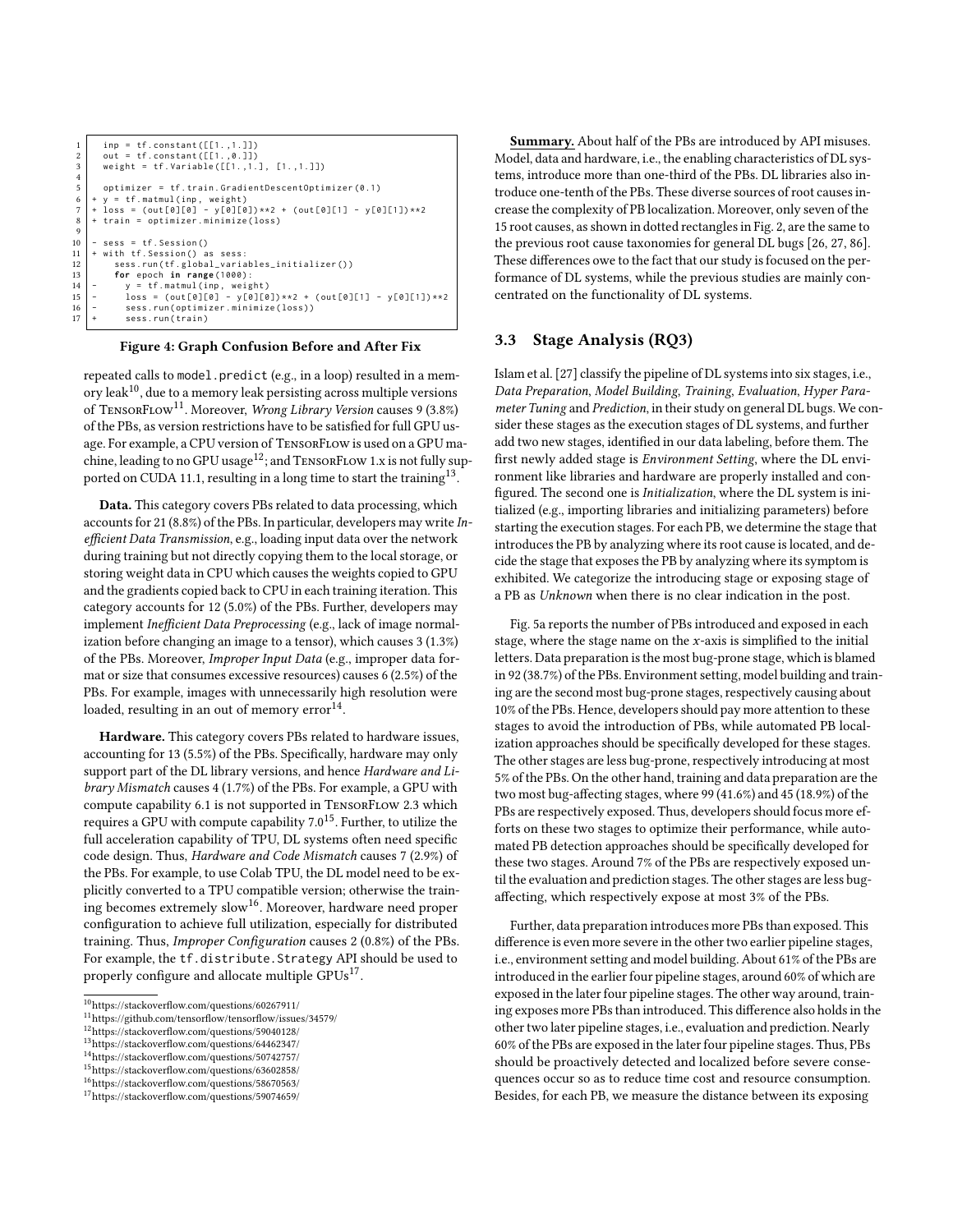```
1     inp = tf.constant([[1.,1.]])
2     out = tf.constant([[1.,0.]])
3     weight = tf.Variable([[1.,1.], [1.,1.]])
4
5     optimizer = tf.train.GradientDescentOptimizer(0.1)
6   + y = tf.matmul(inp, weight)
7   + loss = (out[0][0] - y[0][0])**2 + (out[0][1] - y[0][1])**2
8   + train = optimizer.minimize(loss)
9
10  - sess = tf.Session()
11  + with tf.Session() as sess:
12      sess.run(tf.global_variables_initializer())
13      for epoch in range(1000):
14  -       y = tf.matmul(inp, weight)
15  -       loss = (out[0][0] - y[0][0])**2 + (out[0][1] - y[0][1])**2
16  -       sess.run(optimizer.minimize(loss))
17  +       sess.run(train)
```

**Figure 4: Graph Confusion Before and After Fix**

repeated calls to `model.predict` (e.g., in a loop) resulted in a memory leak[10], due to a memory leak persisting across multiple versions of TensorFlow[11]. Moreover, *Wrong Library Version* causes 9 (3.8%) of the PBs, as version restrictions have to be satisfied for full GPU usage. For example, a CPU version of TensorFlow is used on a GPU machine, leading to no GPU usage[12]; and TensorFlow 1.x is not fully supported on CUDA 11.1, resulting in a long time to start the training[13].

**Data.** This category covers PBs related to data processing, which accounts for 21 (8.8%) of the PBs. In particular, developers may write *Inefficient Data Transmission*, e.g., loading input data over the network during training but not directly copying them to the local storage, or storing weight data in CPU which causes the weights copied to GPU and the gradients copied back to CPU in each training iteration. This category accounts for 12 (5.0%) of the PBs. Further, developers may implement *Inefficient Data Preprocessing* (e.g., lack of image normalization before changing an image to a tensor), which causes 3 (1.3%) of the PBs. Moreover, *Improper Input Data* (e.g., improper data format or size that consumes excessive resources) causes 6 (2.5%) of the PBs. For example, images with unnecessarily high resolution were loaded, resulting in an out of memory error[14].

**Hardware.** This category covers PBs related to hardware issues, accounting for 13 (5.5%) of the PBs. Specifically, hardware may only support part of the DL library versions, and hence *Hardware and Library Mismatch* causes 4 (1.7%) of the PBs. For example, a GPU with compute capability 6.1 is not supported in TensorFlow 2.3 which requires a GPU with compute capability 7.0[15]. Further, to utilize the full acceleration capability of TPU, DL systems often need specific code design. Thus, *Hardware and Code Mismatch* causes 7 (2.9%) of the PBs. For example, to use Colab TPU, the DL model need to be explicitly converted to a TPU compatible version; otherwise the training becomes extremely slow[16]. Moreover, hardware need proper configuration to achieve full utilization, especially for distributed training. Thus, *Improper Configuration* causes 2 (0.8%) of the PBs. For example, the `tf.distribute.Strategy` API should be used to properly configure and allocate multiple GPUs[17].

[10] https://stackoverflow.com/questions/60267911/
[11] https://github.com/tensorflow/tensorflow/issues/34579/
[12] https://stackoverflow.com/questions/59040128/
[13] https://stackoverflow.com/questions/64462347/
[14] https://stackoverflow.com/questions/50742757/
[15] https://stackoverflow.com/questions/63602858/
[16] https://stackoverflow.com/questions/58670563/
[17] https://stackoverflow.com/questions/59074659/

**Summary.** About half of the PBs are introduced by API misuses. Model, data and hardware, i.e., the enabling characteristics of DL systems, introduce more than one-third of the PBs. DL libraries also introduce one-tenth of the PBs. These diverse sources of root causes increase the complexity of PB localization. Moreover, only seven of the 15 root causes, as shown in dotted rectangles in Fig. 2, are the same to the previous root cause taxonomies for general DL bugs [26, 27, 86]. These differences owe to the fact that our study is focused on the performance of DL systems, while the previous studies are mainly concentrated on the functionality of DL systems.

### 3.3 Stage Analysis (RQ3)

Islam et al. [27] classify the pipeline of DL systems into six stages, i.e., *Data Preparation*, *Model Building*, *Training*, *Evaluation*, *Hyper Parameter Tuning* and *Prediction*, in their study on general DL bugs. We consider these stages as the execution stages of DL systems, and further add two new stages, identified in our data labeling, before them. The first newly added stage is *Environment Setting*, where the DL environment like libraries and hardware are properly installed and configured. The second one is *Initialization*, where the DL system is initialized (e.g., importing libraries and initializing parameters) before starting the execution stages. For each PB, we determine the stage that introduces the PB by analyzing where its root cause is located, and decide the stage that exposes the PB by analyzing where its symptom is exhibited. We categorize the introducing stage or exposing stage of a PB as *Unknown* when there is no clear indication in the post.

Fig. 5a reports the number of PBs introduced and exposed in each stage, where the stage name on the $x$-axis is simplified to the initial letters. Data preparation is the most bug-prone stage, which is blamed in 92 (38.7%) of the PBs. Environment setting, model building and training are the second most bug-prone stages, respectively causing about 10% of the PBs. Hence, developers should pay more attention to these stages to avoid the introduction of PBs, while automated PB localization approaches should be specifically developed for these stages. The other stages are less bug-prone, respectively introducing at most 5% of the PBs. On the other hand, training and data preparation are the two most bug-affecting stages, where 99 (41.6%) and 45 (18.9%) of the PBs are respectively exposed. Thus, developers should focus more efforts on these two stages to optimize their performance, while automated PB detection approaches should be specifically developed for these two stages. Around 7% of the PBs are respectively exposed until the evaluation and prediction stages. The other stages are less bug-affecting, which respectively expose at most 3% of the PBs.

Further, data preparation introduces more PBs than exposed. This difference is even more severe in the other two earlier pipeline stages, i.e., environment setting and model building. About 61% of the PBs are introduced in the earlier four pipeline stages, around 60% of which are exposed in the later four pipeline stages. The other way around, training exposes more PBs than introduced. This difference also holds in the other two later pipeline stages, i.e., evaluation and prediction. Nearly 60% of the PBs are exposed in the later four pipeline stages. Thus, PBs should be proactively detected and localized before severe consequences occur so as to reduce time cost and resource consumption. Besides, for each PB, we measure the distance between its exposing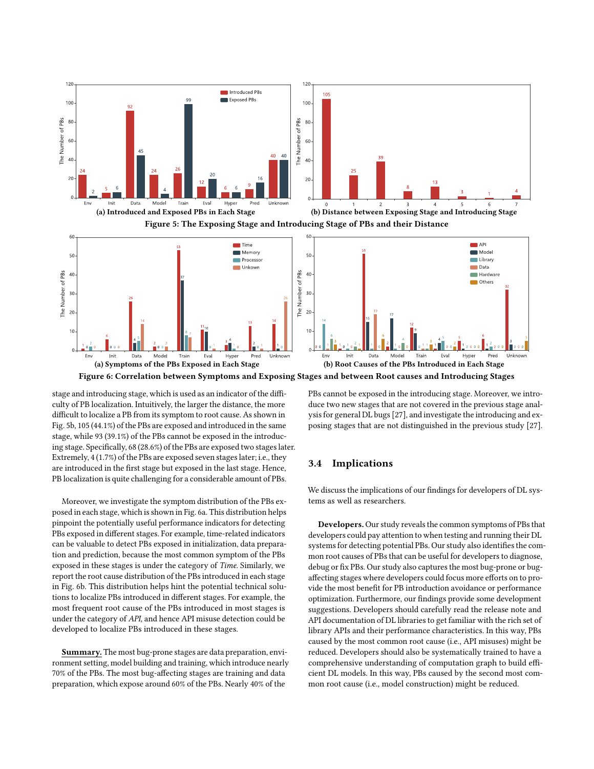(a) Introduced and Exposed PBs in Each Stage

(b) Distance between Exposing Stage and Introducing Stage

**Figure 5: The Exposing Stage and Introducing Stage of PBs and their Distance**

(a) Symptoms of the PBs Exposed in Each Stage

(b) Root Causes of the PBs Introduced in Each Stage

**Figure 6: Correlation between Symptoms and Exposing Stages and between Root causes and Introducing Stages**

stage and introducing stage, which is used as an indicator of the difficulty of PB localization. Intuitively, the larger the distance, the more difficult to localize a PB from its symptom to root cause. As shown in Fig. 5b, 105 (44.1%) of the PBs are exposed and introduced in the same stage, while 93 (39.1%) of the PBs cannot be exposed in the introducing stage. Specifically, 68 (28.6%) of the PBs are exposed two stages later. Extremely, 4 (1.7%) of the PBs are exposed seven stages later; i.e., they are introduced in the first stage but exposed in the last stage. Hence, PB localization is quite challenging for a considerable amount of PBs.

Moreover, we investigate the symptom distribution of the PBs exposed in each stage, which is shown in Fig. 6a. This distribution helps pinpoint the potentially useful performance indicators for detecting PBs exposed in different stages. For example, time-related indicators can be valuable to detect PBs exposed in initialization, data preparation and prediction, because the most common symptom of the PBs exposed in these stages is under the category of *Time*. Similarly, we report the root cause distribution of the PBs introduced in each stage in Fig. 6b. This distribution helps hint the potential technical solutions to localize PBs introduced in different stages. For example, the most frequent root cause of the PBs introduced in most stages is under the category of *API*, and hence API misuse detection could be developed to localize PBs introduced in these stages.

**Summary.** The most bug-prone stages are data preparation, environment setting, model building and training, which introduce nearly 70% of the PBs. The most bug-affecting stages are training and data preparation, which expose around 60% of the PBs. Nearly 40% of the PBs cannot be exposed in the introducing stage. Moreover, we introduce two new stages that are not covered in the previous stage analysis for general DL bugs [27], and investigate the introducing and exposing stages that are not distinguished in the previous study [27].

## 3.4 Implications

We discuss the implications of our findings for developers of DL systems as well as researchers.

**Developers.** Our study reveals the common symptoms of PBs that developers could pay attention to when testing and running their DL systems for detecting potential PBs. Our study also identifies the common root causes of PBs that can be useful for developers to diagnose, debug or fix PBs. Our study also captures the most bug-prone or bug-affecting stages where developers could focus more efforts on to provide the most benefit for PB introduction avoidance or performance optimization. Furthermore, our findings provide some development suggestions. Developers should carefully read the release note and API documentation of DL libraries to get familiar with the rich set of library APIs and their performance characteristics. In this way, PBs caused by the most common root cause (i.e., API misuses) might be reduced. Developers should also be systematically trained to have a comprehensive understanding of computation graph to build efficient DL models. In this way, PBs caused by the second most common root cause (i.e., model construction) might be reduced.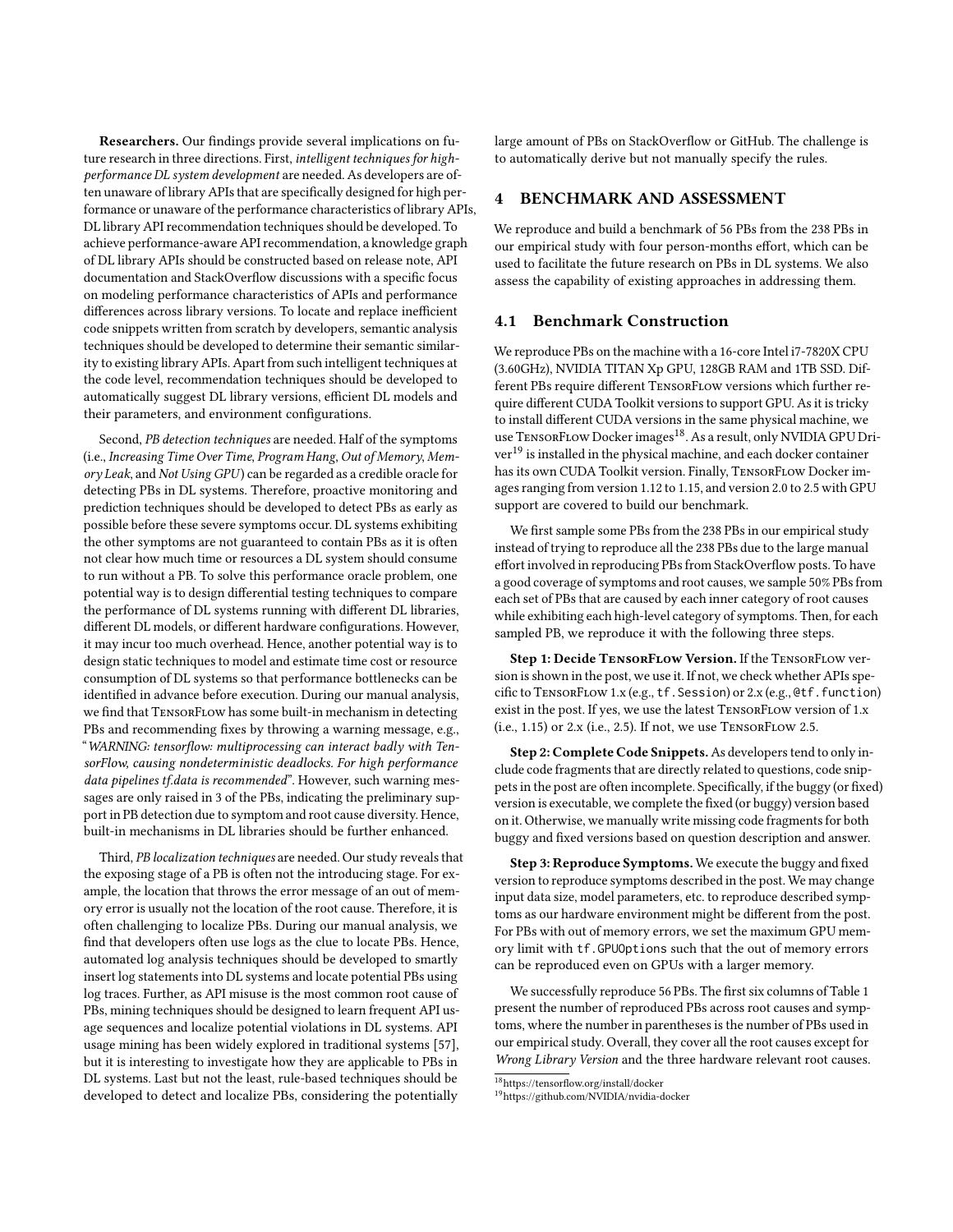**Researchers.** Our findings provide several implications on future research in three directions. First, *intelligent techniques for high-performance DL system development* are needed. As developers are often unaware of library APIs that are specifically designed for high performance or unaware of the performance characteristics of library APIs, DL library API recommendation techniques should be developed. To achieve performance-aware API recommendation, a knowledge graph of DL library APIs should be constructed based on release note, API documentation and StackOverflow discussions with a specific focus on modeling performance characteristics of APIs and performance differences across library versions. To locate and replace inefficient code snippets written from scratch by developers, semantic analysis techniques should be developed to determine their semantic similarity to existing library APIs. Apart from such intelligent techniques at the code level, recommendation techniques should be developed to automatically suggest DL library versions, efficient DL models and their parameters, and environment configurations.

Second, *PB detection techniques* are needed. Half of the symptoms (i.e., *Increasing Time Over Time*, *Program Hang*, *Out of Memory*, *Memory Leak*, and *Not Using GPU*) can be regarded as a credible oracle for detecting PBs in DL systems. Therefore, proactive monitoring and prediction techniques should be developed to detect PBs as early as possible before these severe symptoms occur. DL systems exhibiting the other symptoms are not guaranteed to contain PBs as it is often not clear how much time or resources a DL system should consume to run without a PB. To solve this performance oracle problem, one potential way is to design differential testing techniques to compare the performance of DL systems running with different DL libraries, different DL models, or different hardware configurations. However, it may incur too much overhead. Hence, another potential way is to design static techniques to model and estimate time cost or resource consumption of DL systems so that performance bottlenecks can be identified in advance before execution. During our manual analysis, we find that TensorFlow has some built-in mechanism in detecting PBs and recommending fixes by throwing a warning message, e.g., "*WARNING: tensorflow: multiprocessing can interact badly with TensorFlow, causing nondeterministic deadlocks. For high performance data pipelines tf.data is recommended*". However, such warning messages are only raised in 3 of the PBs, indicating the preliminary support in PB detection due to symptom and root cause diversity. Hence, built-in mechanisms in DL libraries should be further enhanced.

Third, *PB localization techniques* are needed. Our study reveals that the exposing stage of a PB is often not the introducing stage. For example, the location that throws the error message of an out of memory error is usually not the location of the root cause. Therefore, it is often challenging to localize PBs. During our manual analysis, we find that developers often use logs as the clue to locate PBs. Hence, automated log analysis techniques should be developed to smartly insert log statements into DL systems and locate potential PBs using log traces. Further, as API misuse is the most common root cause of PBs, mining techniques should be designed to learn frequent API usage sequences and localize potential violations in DL systems. API usage mining has been widely explored in traditional systems [57], but it is interesting to investigate how they are applicable to PBs in DL systems. Last but not the least, rule-based techniques should be developed to detect and localize PBs, considering the potentially large amount of PBs on StackOverflow or GitHub. The challenge is to automatically derive but not manually specify the rules.

## 4 BENCHMARK AND ASSESSMENT

We reproduce and build a benchmark of 56 PBs from the 238 PBs in our empirical study with four person-months effort, which can be used to facilitate the future research on PBs in DL systems. We also assess the capability of existing approaches in addressing them.

### 4.1 Benchmark Construction

We reproduce PBs on the machine with a 16-core Intel i7-7820X CPU (3.60GHz), NVIDIA TITAN Xp GPU, 128GB RAM and 1TB SSD. Different PBs require different TensorFlow versions which further require different CUDA Toolkit versions to support GPU. As it is tricky to install different CUDA versions in the same physical machine, we use TensorFlow Docker images[18]. As a result, only NVIDIA GPU Driver[19] is installed in the physical machine, and each docker container has its own CUDA Toolkit version. Finally, TensorFlow Docker images ranging from version 1.12 to 1.15, and version 2.0 to 2.5 with GPU support are covered to build our benchmark.

We first sample some PBs from the 238 PBs in our empirical study instead of trying to reproduce all the 238 PBs due to the large manual effort involved in reproducing PBs from StackOverflow posts. To have a good coverage of symptoms and root causes, we sample 50% PBs from each set of PBs that are caused by each inner category of root causes while exhibiting each high-level category of symptoms. Then, for each sampled PB, we reproduce it with the following three steps.

**Step 1: Decide TensorFlow Version.** If the TensorFlow version is shown in the post, we use it. If not, we check whether APIs specific to TensorFlow 1.x (e.g., `tf.Session`) or 2.x (e.g., `@tf.function`) exist in the post. If yes, we use the latest TensorFlow version of 1.x (i.e., 1.15) or 2.x (i.e., 2.5). If not, we use TensorFlow 2.5.

**Step 2: Complete Code Snippets.** As developers tend to only include code fragments that are directly related to questions, code snippets in the post are often incomplete. Specifically, if the buggy (or fixed) version is executable, we complete the fixed (or buggy) version based on it. Otherwise, we manually write missing code fragments for both buggy and fixed versions based on question description and answer.

**Step 3: Reproduce Symptoms.** We execute the buggy and fixed version to reproduce symptoms described in the post. We may change input data size, model parameters, etc. to reproduce described symptoms as our hardware environment might be different from the post. For PBs with out of memory errors, we set the maximum GPU memory limit with `tf.GPUOptions` such that the out of memory errors can be reproduced even on GPUs with a larger memory.

We successfully reproduce 56 PBs. The first six columns of Table 1 present the number of reproduced PBs across root causes and symptoms, where the number in parentheses is the number of PBs used in our empirical study. Overall, they cover all the root causes except for *Wrong Library Version* and the three hardware relevant root causes.

[18] https://tensorflow.org/install/docker

[19] https://github.com/NVIDIA/nvidia-docker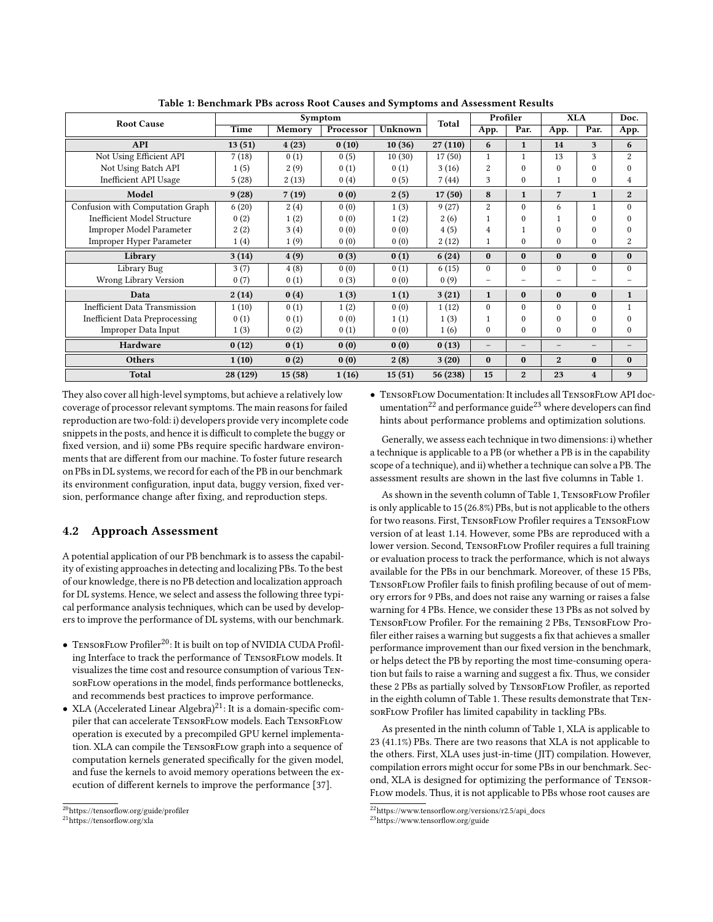**Table 1: Benchmark PBs across Root Causes and Symptoms and Assessment Results**

| Root Cause | Symptom | | | | Total | Profiler | | XLA | | Doc. |
|---|---|---|---|---|---|---|---|---|---|---|
| | Time | Memory | Processor | Unknown | | App. | Par. | App. | Par. | App. |
| **API** | **13 (51)** | **4 (23)** | **0 (10)** | **10 (36)** | **27 (110)** | **6** | **1** | **14** | **3** | **6** |
| Not Using Efficient API | 7 (18) | 0 (1) | 0 (5) | 10 (30) | 17 (50) | 1 | 1 | 13 | 3 | 2 |
| Not Using Batch API | 1 (5) | 2 (9) | 0 (1) | 0 (1) | 3 (16) | 2 | 0 | 0 | 0 | 0 |
| Inefficient API Usage | 5 (28) | 2 (13) | 0 (4) | 0 (5) | 7 (44) | 3 | 0 | 1 | 0 | 4 |
| **Model** | **9 (28)** | **7 (19)** | **0 (0)** | **2 (5)** | **17 (50)** | **8** | **1** | **7** | **1** | **2** |
| Confusion with Computation Graph | 6 (20) | 2 (4) | 0 (0) | 1 (3) | 9 (27) | 2 | 0 | 6 | 1 | 0 |
| Inefficient Model Structure | 0 (2) | 1 (2) | 0 (0) | 1 (2) | 2 (6) | 1 | 0 | 1 | 0 | 0 |
| Improper Model Parameter | 2 (2) | 3 (4) | 0 (0) | 0 (0) | 4 (5) | 4 | 1 | 0 | 0 | 0 |
| Improper Hyper Parameter | 1 (4) | 1 (9) | 0 (0) | 0 (0) | 2 (12) | 1 | 0 | 0 | 0 | 2 |
| **Library** | **3 (14)** | **4 (9)** | **0 (3)** | **0 (1)** | **6 (24)** | **0** | **0** | **0** | **0** | **0** |
| Library Bug | 3 (7) | 4 (8) | 0 (0) | 0 (1) | 6 (15) | 0 | 0 | 0 | 0 | 0 |
| Wrong Library Version | 0 (7) | 0 (1) | 0 (3) | 0 (0) | 0 (9) | – | – | – | – | – |
| **Data** | **2 (14)** | **0 (4)** | **1 (3)** | **1 (1)** | **3 (21)** | **1** | **0** | **0** | **0** | **1** |
| Inefficient Data Transmission | 1 (10) | 0 (1) | 1 (2) | 0 (0) | 1 (12) | 0 | 0 | 0 | 0 | 1 |
| Inefficient Data Preprocessing | 0 (1) | 0 (1) | 0 (0) | 1 (1) | 1 (3) | 1 | 0 | 0 | 0 | 0 |
| Improper Data Input | 1 (3) | 0 (2) | 0 (1) | 0 (0) | 1 (6) | 0 | 0 | 0 | 0 | 0 |
| **Hardware** | **0 (12)** | **0 (1)** | **0 (0)** | **0 (0)** | **0 (13)** | – | – | – | – | – |
| **Others** | **1 (10)** | **0 (2)** | **0 (0)** | **2 (8)** | **3 (20)** | **0** | **0** | **2** | **0** | **0** |
| **Total** | **28 (129)** | **15 (58)** | **1 (16)** | **15 (51)** | **56 (238)** | **15** | **2** | **23** | **4** | **9** |

They also cover all high-level symptoms, but achieve a relatively low coverage of processor relevant symptoms. The main reasons for failed reproduction are two-fold: i) developers provide very incomplete code snippets in the posts, and hence it is difficult to complete the buggy or fixed version, and ii) some PBs require specific hardware environments that are different from our machine. To foster future research on PBs in DL systems, we record for each of the PB in our benchmark its environment configuration, input data, buggy version, fixed version, performance change after fixing, and reproduction steps.

## 4.2 Approach Assessment

A potential application of our PB benchmark is to assess the capability of existing approaches in detecting and localizing PBs. To the best of our knowledge, there is no PB detection and localization approach for DL systems. Hence, we select and assess the following three typical performance analysis techniques, which can be used by developers to improve the performance of DL systems, with our benchmark.

- TensorFlow Profiler[20]: It is built on top of NVIDIA CUDA Profiling Interface to track the performance of TensorFlow models. It visualizes the time cost and resource consumption of various TensorFlow operations in the model, finds performance bottlenecks, and recommends best practices to improve performance.
- XLA (Accelerated Linear Algebra)[21]: It is a domain-specific compiler that can accelerate TensorFlow models. Each TensorFlow operation is executed by a precompiled GPU kernel implementation. XLA can compile the TensorFlow graph into a sequence of computation kernels generated specifically for the given model, and fuse the kernels to avoid memory operations between the execution of different kernels to improve the performance [37].
- TensorFlow Documentation: It includes all TensorFlow API documentation[22] and performance guide[23] where developers can find hints about performance problems and optimization solutions.

Generally, we assess each technique in two dimensions: i) whether a technique is applicable to a PB (or whether a PB is in the capability scope of a technique), and ii) whether a technique can solve a PB. The assessment results are shown in the last five columns in Table 1.

As shown in the seventh column of Table 1, TensorFlow Profiler is only applicable to 15 (26.8%) PBs, but is not applicable to the others for two reasons. First, TensorFlow Profiler requires a TensorFlow version of at least 1.14. However, some PBs are reproduced with a lower version. Second, TensorFlow Profiler requires a full training or evaluation process to track the performance, which is not always available for the PBs in our benchmark. Moreover, of these 15 PBs, TensorFlow Profiler fails to finish profiling because of out of memory errors for 9 PBs, and does not raise any warning or raises a false warning for 4 PBs. Hence, we consider these 13 PBs as not solved by TensorFlow Profiler. For the remaining 2 PBs, TensorFlow Profiler either raises a warning but suggests a fix that achieves a smaller performance improvement than our fixed version in the benchmark, or helps detect the PB by reporting the most time-consuming operation but fails to raise a warning and suggest a fix. Thus, we consider these 2 PBs as partially solved by TensorFlow Profiler, as reported in the eighth column of Table 1. These results demonstrate that TensorFlow Profiler has limited capability in tackling PBs.

As presented in the ninth column of Table 1, XLA is applicable to 23 (41.1%) PBs. There are two reasons that XLA is not applicable to the others. First, XLA uses just-in-time (JIT) compilation. However, compilation errors might occur for some PBs in our benchmark. Second, XLA is designed for optimizing the performance of TensorFlow models. Thus, it is not applicable to PBs whose root causes are

[20]https://tensorflow.org/guide/profiler

[21]https://tensorflow.org/xla

[22]https://www.tensorflow.org/versions/r2.5/api_docs

[23]https://www.tensorflow.org/guide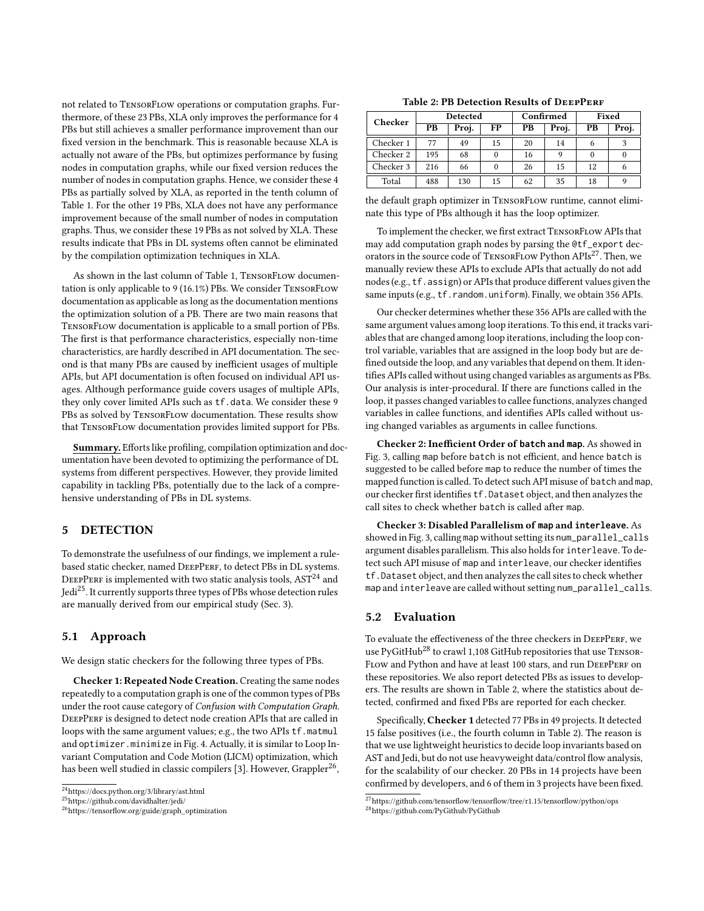not related to TensorFlow operations or computation graphs. Furthermore, of these 23 PBs, XLA only improves the performance for 4 PBs but still achieves a smaller performance improvement than our fixed version in the benchmark. This is reasonable because XLA is actually not aware of the PBs, but optimizes performance by fusing nodes in computation graphs, while our fixed version reduces the number of nodes in computation graphs. Hence, we consider these 4 PBs as partially solved by XLA, as reported in the tenth column of Table 1. For the other 19 PBs, XLA does not have any performance improvement because of the small number of nodes in computation graphs. Thus, we consider these 19 PBs as not solved by XLA. These results indicate that PBs in DL systems often cannot be eliminated by the compilation optimization techniques in XLA.

As shown in the last column of Table 1, TensorFlow documentation is only applicable to 9 (16.1%) PBs. We consider TensorFlow documentation as applicable as long as the documentation mentions the optimization solution of a PB. There are two main reasons that TensorFlow documentation is applicable to a small portion of PBs. The first is that performance characteristics, especially non-time characteristics, are hardly described in API documentation. The second is that many PBs are caused by inefficient usages of multiple APIs, but API documentation is often focused on individual API usages. Although performance guide covers usages of multiple APIs, they only cover limited APIs such as `tf.data`. We consider these 9 PBs as solved by TensorFlow documentation. These results show that TensorFlow documentation provides limited support for PBs.

**Summary.** Efforts like profiling, compilation optimization and documentation have been devoted to optimizing the performance of DL systems from different perspectives. However, they provide limited capability in tackling PBs, potentially due to the lack of a comprehensive understanding of PBs in DL systems.

## 5 DETECTION

To demonstrate the usefulness of our findings, we implement a rule-based static checker, named DeepPerf, to detect PBs in DL systems. DeepPerf is implemented with two static analysis tools, AST[24] and Jedi[25]. It currently supports three types of PBs whose detection rules are manually derived from our empirical study (Sec. 3).

### 5.1 Approach

We design static checkers for the following three types of PBs.

**Checker 1: Repeated Node Creation.** Creating the same nodes repeatedly to a computation graph is one of the common types of PBs under the root cause category of *Confusion with Computation Graph*. DeepPerf is designed to detect node creation APIs that are called in loops with the same argument values; e.g., the two APIs `tf.matmul` and `optimizer.minimize` in Fig. 4. Actually, it is similar to Loop Invariant Computation and Code Motion (LICM) optimization, which has been well studied in classic compilers [3]. However, Grappler[26], the default graph optimizer in TensorFlow runtime, cannot eliminate this type of PBs although it has the loop optimizer.

To implement the checker, we first extract TensorFlow APIs that may add computation graph nodes by parsing the `@tf_export` decorators in the source code of TensorFlow Python APIs[27]. Then, we manually review these APIs to exclude APIs that actually do not add nodes (e.g., `tf.assign`) or APIs that produce different values given the same inputs (e.g., `tf.random.uniform`). Finally, we obtain 356 APIs.

Our checker determines whether these 356 APIs are called with the same argument values among loop iterations. To this end, it tracks variables that are changed among loop iterations, including the loop control variable, variables that are assigned in the loop body but are defined outside the loop, and any variables that depend on them. It identifies APIs called without using changed variables as arguments as PBs. Our analysis is inter-procedural. If there are functions called in the loop, it passes changed variables to callee functions, analyzes changed variables in callee functions, and identifies APIs called without using changed variables as arguments in callee functions.

**Checker 2: Inefficient Order of `batch` and `map`.** As showed in Fig. 3, calling `map` before `batch` is not efficient, and hence `batch` is suggested to be called before `map` to reduce the number of times the mapped function is called. To detect such API misuse of `batch` and `map`, our checker first identifies `tf.Dataset` object, and then analyzes the call sites to check whether `batch` is called after `map`.

**Checker 3: Disabled Parallelism of `map` and `interleave`.** As showed in Fig. 3, calling `map` without setting its `num_parallel_calls` argument disables parallelism. This also holds for `interleave`. To detect such API misuse of `map` and `interleave`, our checker identifies `tf.Dataset` object, and then analyzes the call sites to check whether `map` and `interleave` are called without setting `num_parallel_calls`.

### 5.2 Evaluation

Table 2: PB Detection Results of DeepPerf

| Checker | Detected | | | Confirmed | | Fixed | |
|---|---|---|---|---|---|---|---|
| | PB | Proj. | FP | PB | Proj. | PB | Proj. |
| Checker 1 | 77 | 49 | 15 | 20 | 14 | 6 | 3 |
| Checker 2 | 195 | 68 | 0 | 16 | 9 | 0 | 0 |
| Checker 3 | 216 | 66 | 0 | 26 | 15 | 12 | 6 |
| Total | 488 | 130 | 15 | 62 | 35 | 18 | 9 |

To evaluate the effectiveness of the three checkers in DeepPerf, we use PyGitHub[28] to crawl 1,108 GitHub repositories that use TensorFlow and Python and have at least 100 stars, and run DeepPerf on these repositories. We also report detected PBs as issues to developers. The results are shown in Table 2, where the statistics about detected, confirmed and fixed PBs are reported for each checker.

Specifically, **Checker 1** detected 77 PBs in 49 projects. It detected 15 false positives (i.e., the fourth column in Table 2). The reason is that we use lightweight heuristics to decide loop invariants based on AST and Jedi, but do not use heavyweight data/control flow analysis, for the scalability of our checker. 20 PBs in 14 projects have been confirmed by developers, and 6 of them in 3 projects have been fixed.

[24] https://docs.python.org/3/library/ast.html
[25] https://github.com/davidhalter/jedi/
[26] https://tensorflow.org/guide/graph_optimization
[27] https://github.com/tensorflow/tensorflow/tree/r1.15/tensorflow/python/ops
[28] https://github.com/PyGithub/PyGithub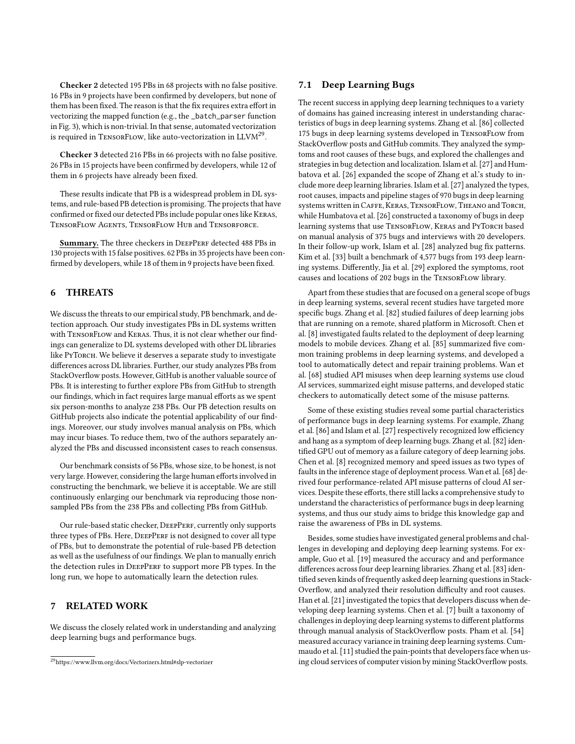**Checker 2** detected 195 PBs in 68 projects with no false positive. 16 PBs in 9 projects have been confirmed by developers, but none of them has been fixed. The reason is that the fix requires extra effort in vectorizing the mapped function (e.g., the `_batch_parser` function in Fig. 3), which is non-trivial. In that sense, automated vectorization is required in TensorFlow, like auto-vectorization in LLVM[29].

**Checker 3** detected 216 PBs in 66 projects with no false positive. 26 PBs in 15 projects have been confirmed by developers, while 12 of them in 6 projects have already been fixed.

These results indicate that PB is a widespread problem in DL systems, and rule-based PB detection is promising. The projects that have confirmed or fixed our detected PBs include popular ones like Keras, TensorFlow Agents, TensorFlow Hub and Tensorforce.

**Summary.** The three checkers in DeepPerf detected 488 PBs in 130 projects with 15 false positives. 62 PBs in 35 projects have been confirmed by developers, while 18 of them in 9 projects have been fixed.

## 6 THREATS

We discuss the threats to our empirical study, PB benchmark, and detection approach. Our study investigates PBs in DL systems written with TensorFlow and Keras. Thus, it is not clear whether our findings can generalize to DL systems developed with other DL libraries like PyTorch. We believe it deserves a separate study to investigate differences across DL libraries. Further, our study analyzes PBs from StackOverflow posts. However, GitHub is another valuable source of PBs. It is interesting to further explore PBs from GitHub to strength our findings, which in fact requires large manual efforts as we spent six person-months to analyze 238 PBs. Our PB detection results on GitHub projects also indicate the potential applicability of our findings. Moreover, our study involves manual analysis on PBs, which may incur biases. To reduce them, two of the authors separately analyzed the PBs and discussed inconsistent cases to reach consensus.

Our benchmark consists of 56 PBs, whose size, to be honest, is not very large. However, considering the large human efforts involved in constructing the benchmark, we believe it is acceptable. We are still continuously enlarging our benchmark via reproducing those non-sampled PBs from the 238 PBs and collecting PBs from GitHub.

Our rule-based static checker, DeepPerf, currently only supports three types of PBs. Here, DeepPerf is not designed to cover all type of PBs, but to demonstrate the potential of rule-based PB detection as well as the usefulness of our findings. We plan to manually enrich the detection rules in DeepPerf to support more PB types. In the long run, we hope to automatically learn the detection rules.

## 7 RELATED WORK

We discuss the closely related work in understanding and analyzing deep learning bugs and performance bugs.

### 7.1 Deep Learning Bugs

The recent success in applying deep learning techniques to a variety of domains has gained increasing interest in understanding characteristics of bugs in deep learning systems. Zhang et al. [86] collected 175 bugs in deep learning systems developed in TensorFlow from StackOverflow posts and GitHub commits. They analyzed the symptoms and root causes of these bugs, and explored the challenges and strategies in bug detection and localization. Islam et al. [27] and Humbatova et al. [26] expanded the scope of Zhang et al.'s study to include more deep learning libraries. Islam et al. [27] analyzed the types, root causes, impacts and pipeline stages of 970 bugs in deep learning systems written in Caffe, Keras, TensorFlow, Theano and Torch, while Humbatova et al. [26] constructed a taxonomy of bugs in deep learning systems that use TensorFlow, Keras and PyTorch based on manual analysis of 375 bugs and interviews with 20 developers. In their follow-up work, Islam et al. [28] analyzed bug fix patterns. Kim et al. [33] built a benchmark of 4,577 bugs from 193 deep learning systems. Differently, Jia et al. [29] explored the symptoms, root causes and locations of 202 bugs in the TensorFlow library.

Apart from these studies that are focused on a general scope of bugs in deep learning systems, several recent studies have targeted more specific bugs. Zhang et al. [82] studied failures of deep learning jobs that are running on a remote, shared platform in Microsoft. Chen et al. [8] investigated faults related to the deployment of deep learning models to mobile devices. Zhang et al. [85] summarized five common training problems in deep learning systems, and developed a tool to automatically detect and repair training problems. Wan et al. [68] studied API misuses when deep learning systems use cloud AI services, summarized eight misuse patterns, and developed static checkers to automatically detect some of the misuse patterns.

Some of these existing studies reveal some partial characteristics of performance bugs in deep learning systems. For example, Zhang et al. [86] and Islam et al. [27] respectively recognized low efficiency and hang as a symptom of deep learning bugs. Zhang et al. [82] identified GPU out of memory as a failure category of deep learning jobs. Chen et al. [8] recognized memory and speed issues as two types of faults in the inference stage of deployment process. Wan et al. [68] derived four performance-related API misuse patterns of cloud AI services. Despite these efforts, there still lacks a comprehensive study to understand the characteristics of performance bugs in deep learning systems, and thus our study aims to bridge this knowledge gap and raise the awareness of PBs in DL systems.

Besides, some studies have investigated general problems and challenges in developing and deploying deep learning systems. For example, Guo et al. [19] measured the accuracy and and performance differences across four deep learning libraries. Zhang et al. [83] identified seven kinds of frequently asked deep learning questions in StackOverflow, and analyzed their resolution difficulty and root causes. Han et al. [21] investigated the topics that developers discuss when developing deep learning systems. Chen et al. [7] built a taxonomy of challenges in deploying deep learning systems to different platforms through manual analysis of StackOverflow posts. Pham et al. [54] measured accuracy variance in training deep learning systems. Cummaudo et al. [11] studied the pain-points that developers face when using cloud services of computer vision by mining StackOverflow posts.

[29] https://www.llvm.org/docs/Vectorizers.html#slp-vectorizer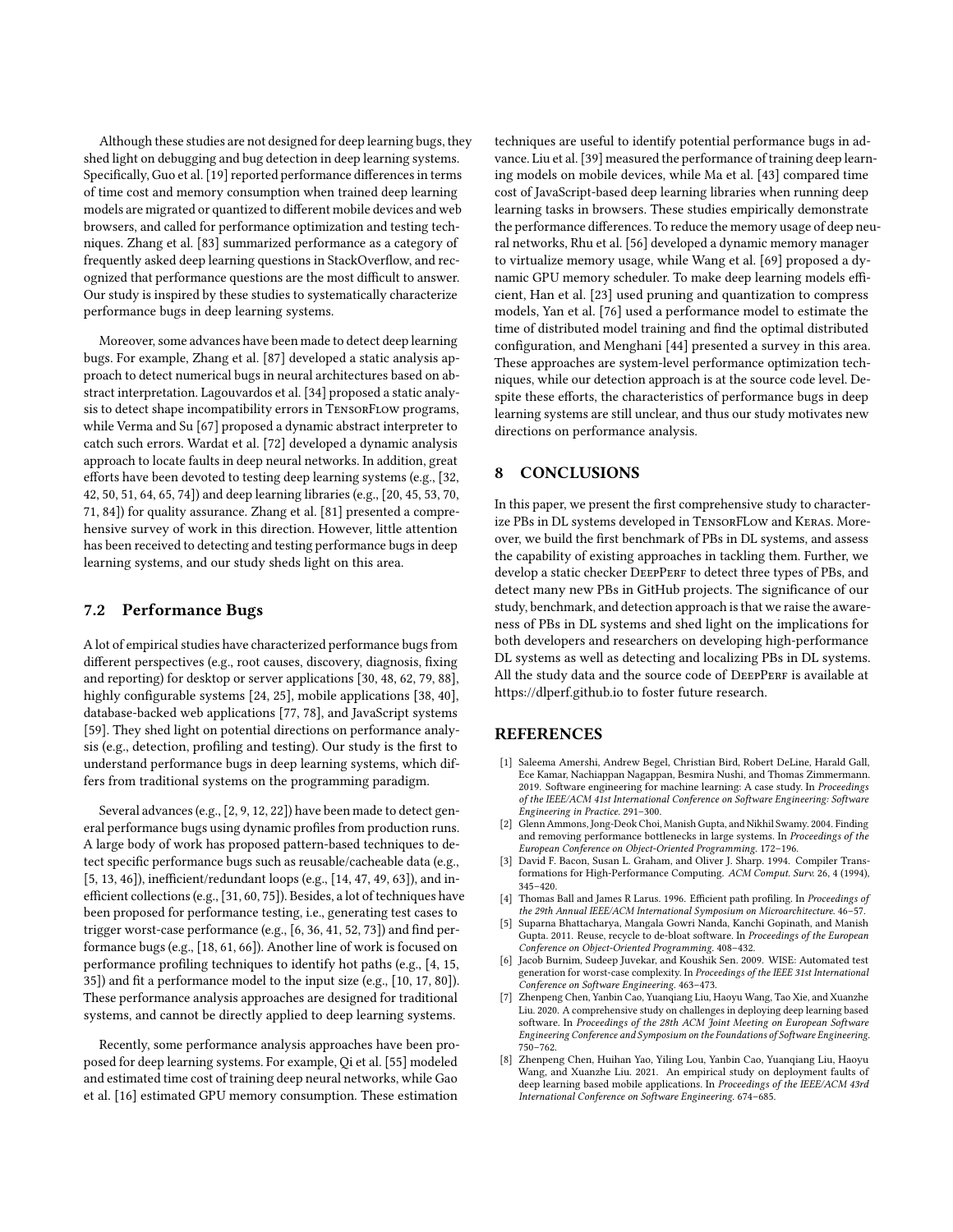Although these studies are not designed for deep learning bugs, they shed light on debugging and bug detection in deep learning systems. Specifically, Guo et al. [19] reported performance differences in terms of time cost and memory consumption when trained deep learning models are migrated or quantized to different mobile devices and web browsers, and called for performance optimization and testing techniques. Zhang et al. [83] summarized performance as a category of frequently asked deep learning questions in StackOverflow, and recognized that performance questions are the most difficult to answer. Our study is inspired by these studies to systematically characterize performance bugs in deep learning systems.

Moreover, some advances have been made to detect deep learning bugs. For example, Zhang et al. [87] developed a static analysis approach to detect numerical bugs in neural architectures based on abstract interpretation. Lagouvardos et al. [34] proposed a static analysis to detect shape incompatibility errors in TensorFlow programs, while Verma and Su [67] proposed a dynamic abstract interpreter to catch such errors. Wardat et al. [72] developed a dynamic analysis approach to locate faults in deep neural networks. In addition, great efforts have been devoted to testing deep learning systems (e.g., [32, 42, 50, 51, 64, 65, 74]) and deep learning libraries (e.g., [20, 45, 53, 70, 71, 84]) for quality assurance. Zhang et al. [81] presented a comprehensive survey of work in this direction. However, little attention has been received to detecting and testing performance bugs in deep learning systems, and our study sheds light on this area.

## 7.2 Performance Bugs

A lot of empirical studies have characterized performance bugs from different perspectives (e.g., root causes, discovery, diagnosis, fixing and reporting) for desktop or server applications [30, 48, 62, 79, 88], highly configurable systems [24, 25], mobile applications [38, 40], database-backed web applications [77, 78], and JavaScript systems [59]. They shed light on potential directions on performance analysis (e.g., detection, profiling and testing). Our study is the first to understand performance bugs in deep learning systems, which differs from traditional systems on the programming paradigm.

Several advances (e.g., [2, 9, 12, 22]) have been made to detect general performance bugs using dynamic profiles from production runs. A large body of work has proposed pattern-based techniques to detect specific performance bugs such as reusable/cacheable data (e.g., [5, 13, 46]), inefficient/redundant loops (e.g., [14, 47, 49, 63]), and inefficient collections (e.g., [31, 60, 75]). Besides, a lot of techniques have been proposed for performance testing, i.e., generating test cases to trigger worst-case performance (e.g., [6, 36, 41, 52, 73]) and find performance bugs (e.g., [18, 61, 66]). Another line of work is focused on performance profiling techniques to identify hot paths (e.g., [4, 15, 35]) and fit a performance model to the input size (e.g., [10, 17, 80]). These performance analysis approaches are designed for traditional systems, and cannot be directly applied to deep learning systems.

Recently, some performance analysis approaches have been proposed for deep learning systems. For example, Qi et al. [55] modeled and estimated time cost of training deep neural networks, while Gao et al. [16] estimated GPU memory consumption. These estimation techniques are useful to identify potential performance bugs in advance. Liu et al. [39] measured the performance of training deep learning models on mobile devices, while Ma et al. [43] compared time cost of JavaScript-based deep learning libraries when running deep learning tasks in browsers. These studies empirically demonstrate the performance differences. To reduce the memory usage of deep neural networks, Rhu et al. [56] developed a dynamic memory manager to virtualize memory usage, while Wang et al. [69] proposed a dynamic GPU memory scheduler. To make deep learning models efficient, Han et al. [23] used pruning and quantization to compress models, Yan et al. [76] used a performance model to estimate the time of distributed model training and find the optimal distributed configuration, and Menghani [44] presented a survey in this area. These approaches are system-level performance optimization techniques, while our detection approach is at the source code level. Despite these efforts, the characteristics of performance bugs in deep learning systems are still unclear, and thus our study motivates new directions on performance analysis.

# 8 CONCLUSIONS

In this paper, we present the first comprehensive study to characterize PBs in DL systems developed in TensorFLow and Keras. Moreover, we build the first benchmark of PBs in DL systems, and assess the capability of existing approaches in tackling them. Further, we develop a static checker DeepPerf to detect three types of PBs, and detect many new PBs in GitHub projects. The significance of our study, benchmark, and detection approach is that we raise the awareness of PBs in DL systems and shed light on the implications for both developers and researchers on developing high-performance DL systems as well as detecting and localizing PBs in DL systems. All the study data and the source code of DeepPerf is available at https://dlperf.github.io to foster future research.

# REFERENCES

- [1] Saleema Amershi, Andrew Begel, Christian Bird, Robert DeLine, Harald Gall, Ece Kamar, Nachiappan Nagappan, Besmira Nushi, and Thomas Zimmermann. 2019. Software engineering for machine learning: A case study. In *Proceedings of the IEEE/ACM 41st International Conference on Software Engineering: Software Engineering in Practice*. 291–300.
- [2] Glenn Ammons, Jong-Deok Choi, Manish Gupta, and Nikhil Swamy. 2004. Finding and removing performance bottlenecks in large systems. In *Proceedings of the European Conference on Object-Oriented Programming*. 172–196.
- [3] David F. Bacon, Susan L. Graham, and Oliver J. Sharp. 1994. Compiler Transformations for High-Performance Computing. *ACM Comput. Surv.* 26, 4 (1994), 345–420.
- [4] Thomas Ball and James R Larus. 1996. Efficient path profiling. In *Proceedings of the 29th Annual IEEE/ACM International Symposium on Microarchitecture*. 46–57.
- [5] Suparna Bhattacharya, Mangala Gowri Nanda, Kanchi Gopinath, and Manish Gupta. 2011. Reuse, recycle to de-bloat software. In *Proceedings of the European Conference on Object-Oriented Programming*. 408–432.
- [6] Jacob Burnim, Sudeep Juvekar, and Koushik Sen. 2009. WISE: Automated test generation for worst-case complexity. In *Proceedings of the IEEE 31st International Conference on Software Engineering*. 463–473.
- [7] Zhenpeng Chen, Yanbin Cao, Yuanqiang Liu, Haoyu Wang, Tao Xie, and Xuanzhe Liu. 2020. A comprehensive study on challenges in deploying deep learning based software. In *Proceedings of the 28th ACM Joint Meeting on European Software Engineering Conference and Symposium on the Foundations of Software Engineering*. 750–762.
- [8] Zhenpeng Chen, Huihan Yao, Yiling Lou, Yanbin Cao, Yuanqiang Liu, Haoyu Wang, and Xuanzhe Liu. 2021. An empirical study on deployment faults of deep learning based mobile applications. In *Proceedings of the IEEE/ACM 43rd International Conference on Software Engineering*. 674–685.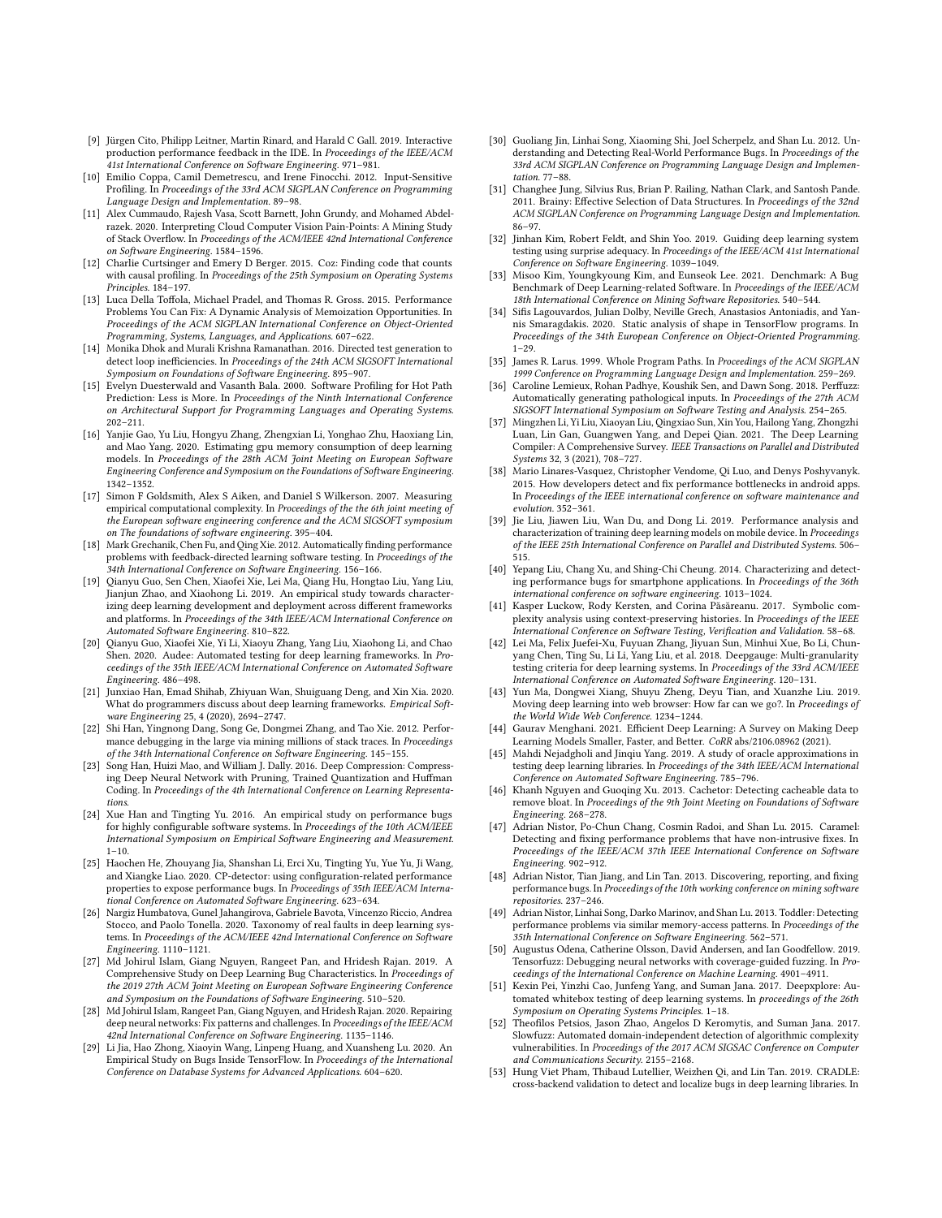- [9] Jürgen Cito, Philipp Leitner, Martin Rinard, and Harald C Gall. 2019. Interactive production performance feedback in the IDE. In *Proceedings of the IEEE/ACM 41st International Conference on Software Engineering*. 971–981.
- [10] Emilio Coppa, Camil Demetrescu, and Irene Finocchi. 2012. Input-Sensitive Profiling. In *Proceedings of the 33rd ACM SIGPLAN Conference on Programming Language Design and Implementation*. 89–98.
- [11] Alex Cummaudo, Rajesh Vasa, Scott Barnett, John Grundy, and Mohamed Abdelrazek. 2020. Interpreting Cloud Computer Vision Pain-Points: A Mining Study of Stack Overflow. In *Proceedings of the ACM/IEEE 42nd International Conference on Software Engineering*. 1584–1596.
- [12] Charlie Curtsinger and Emery D Berger. 2015. Coz: Finding code that counts with causal profiling. In *Proceedings of the 25th Symposium on Operating Systems Principles*. 184–197.
- [13] Luca Della Toffola, Michael Pradel, and Thomas R. Gross. 2015. Performance Problems You Can Fix: A Dynamic Analysis of Memoization Opportunities. In *Proceedings of the ACM SIGPLAN International Conference on Object-Oriented Programming, Systems, Languages, and Applications*. 607–622.
- [14] Monika Dhok and Murali Krishna Ramanathan. 2016. Directed test generation to detect loop inefficiencies. In *Proceedings of the 24th ACM SIGSOFT International Symposium on Foundations of Software Engineering*. 895–907.
- [15] Evelyn Duesterwald and Vasanth Bala. 2000. Software Profiling for Hot Path Prediction: Less is More. In *Proceedings of the Ninth International Conference on Architectural Support for Programming Languages and Operating Systems*. 202–211.
- [16] Yanjie Gao, Yu Liu, Hongyu Zhang, Zhengxian Li, Yonghao Zhu, Haoxiang Lin, and Mao Yang. 2020. Estimating gpu memory consumption of deep learning models. In *Proceedings of the 28th ACM Joint Meeting on European Software Engineering Conference and Symposium on the Foundations of Software Engineering*. 1342–1352.
- [17] Simon F Goldsmith, Alex S Aiken, and Daniel S Wilkerson. 2007. Measuring empirical computational complexity. In *Proceedings of the the 6th joint meeting of the European software engineering conference and the ACM SIGSOFT symposium on The foundations of software engineering*. 395–404.
- [18] Mark Grechanik, Chen Fu, and Qing Xie. 2012. Automatically finding performance problems with feedback-directed learning software testing. In *Proceedings of the 34th International Conference on Software Engineering*. 156–166.
- [19] Qianyu Guo, Sen Chen, Xiaofei Xie, Lei Ma, Qiang Hu, Hongtao Liu, Yang Liu, Jianjun Zhao, and Xiaohong Li. 2019. An empirical study towards characterizing deep learning development and deployment across different frameworks and platforms. In *Proceedings of the 34th IEEE/ACM International Conference on Automated Software Engineering*. 810–822.
- [20] Qianyu Guo, Xiaofei Xie, Yi Li, Xiaoyu Zhang, Yang Liu, Xiaohong Li, and Chao Shen. 2020. Audee: Automated testing for deep learning frameworks. In *Proceedings of the 35th IEEE/ACM International Conference on Automated Software Engineering*. 486–498.
- [21] Junxiao Han, Emad Shihab, Zhiyuan Wan, Shuiguang Deng, and Xin Xia. 2020. What do programmers discuss about deep learning frameworks. *Empirical Software Engineering* 25, 4 (2020), 2694–2747.
- [22] Shi Han, Yingnong Dang, Song Ge, Dongmei Zhang, and Tao Xie. 2012. Performance debugging in the large via mining millions of stack traces. In *Proceedings of the 34th International Conference on Software Engineering*. 145–155.
- [23] Song Han, Huizi Mao, and William J. Dally. 2016. Deep Compression: Compressing Deep Neural Network with Pruning, Trained Quantization and Huffman Coding. In *Proceedings of the 4th International Conference on Learning Representations*.
- [24] Xue Han and Tingting Yu. 2016. An empirical study on performance bugs for highly configurable software systems. In *Proceedings of the 10th ACM/IEEE International Symposium on Empirical Software Engineering and Measurement*. 1–10.
- [25] Haochen He, Zhouyang Jia, Shanshan Li, Erci Xu, Tingting Yu, Yue Yu, Ji Wang, and Xiangke Liao. 2020. CP-detector: using configuration-related performance properties to expose performance bugs. In *Proceedings of 35th IEEE/ACM International Conference on Automated Software Engineering*. 623–634.
- [26] Nargiz Humbatova, Gunel Jahangirova, Gabriele Bavota, Vincenzo Riccio, Andrea Stocco, and Paolo Tonella. 2020. Taxonomy of real faults in deep learning systems. In *Proceedings of the ACM/IEEE 42nd International Conference on Software Engineering*. 1110–1121.
- [27] Md Johirul Islam, Giang Nguyen, Rangeet Pan, and Hridesh Rajan. 2019. A Comprehensive Study on Deep Learning Bug Characteristics. In *Proceedings of the 2019 27th ACM Joint Meeting on European Software Engineering Conference and Symposium on the Foundations of Software Engineering*. 510–520.
- [28] Md Johirul Islam, Rangeet Pan, Giang Nguyen, and Hridesh Rajan. 2020. Repairing deep neural networks: Fix patterns and challenges. In *Proceedings of the IEEE/ACM 42nd International Conference on Software Engineering*. 1135–1146.
- [29] Li Jia, Hao Zhong, Xiaoyin Wang, Linpeng Huang, and Xuansheng Lu. 2020. An Empirical Study on Bugs Inside TensorFlow. In *Proceedings of the International Conference on Database Systems for Advanced Applications*. 604–620.
- [30] Guoliang Jin, Linhai Song, Xiaoming Shi, Joel Scherpelz, and Shan Lu. 2012. Understanding and Detecting Real-World Performance Bugs. In *Proceedings of the 33rd ACM SIGPLAN Conference on Programming Language Design and Implementation*. 77–88.
- [31] Changhee Jung, Silvius Rus, Brian P. Railing, Nathan Clark, and Santosh Pande. 2011. Brainy: Effective Selection of Data Structures. In *Proceedings of the 32nd ACM SIGPLAN Conference on Programming Language Design and Implementation*. 86–97.
- [32] Jinhan Kim, Robert Feldt, and Shin Yoo. 2019. Guiding deep learning system testing using surprise adequacy. In *Proceedings of the IEEE/ACM 41st International Conference on Software Engineering*. 1039–1049.
- [33] Misoo Kim, Youngkyoung Kim, and Eunseok Lee. 2021. Denchmark: A Bug Benchmark of Deep Learning-related Software. In *Proceedings of the IEEE/ACM 18th International Conference on Mining Software Repositories*. 540–544.
- [34] Sifis Lagouvardos, Julian Dolby, Neville Grech, Anastasios Antoniadis, and Yannis Smaragdakis. 2020. Static analysis of shape in TensorFlow programs. In *Proceedings of the 34th European Conference on Object-Oriented Programming*. 1–29.
- [35] James R. Larus. 1999. Whole Program Paths. In *Proceedings of the ACM SIGPLAN 1999 Conference on Programming Language Design and Implementation*. 259–269.
- [36] Caroline Lemieux, Rohan Padhye, Koushik Sen, and Dawn Song. 2018. Perffuzz: Automatically generating pathological inputs. In *Proceedings of the 27th ACM SIGSOFT International Symposium on Software Testing and Analysis*. 254–265.
- [37] Mingzhen Li, Yi Liu, Xiaoyan Liu, Qingxiao Sun, Xin You, Hailong Yang, Zhongzhi Luan, Lin Gan, Guangwen Yang, and Depei Qian. 2021. The Deep Learning Compiler: A Comprehensive Survey. *IEEE Transactions on Parallel and Distributed Systems* 32, 3 (2021), 708–727.
- [38] Mario Linares-Vasquez, Christopher Vendome, Qi Luo, and Denys Poshyvanyk. 2015. How developers detect and fix performance bottlenecks in android apps. In *Proceedings of the IEEE international conference on software maintenance and evolution*. 352–361.
- [39] Jie Liu, Jiawen Liu, Wan Du, and Dong Li. 2019. Performance analysis and characterization of training deep learning models on mobile device. In *Proceedings of the IEEE 25th International Conference on Parallel and Distributed Systems*. 506–515.
- [40] Yepang Liu, Chang Xu, and Shing-Chi Cheung. 2014. Characterizing and detecting performance bugs for smartphone applications. In *Proceedings of the 36th international conference on software engineering*. 1013–1024.
- [41] Kasper Luckow, Rody Kersten, and Corina Păsăreanu. 2017. Symbolic complexity analysis using context-preserving histories. In *Proceedings of the IEEE International Conference on Software Testing, Verification and Validation*. 58–68.
- [42] Lei Ma, Felix Juefei-Xu, Fuyuan Zhang, Jiyuan Sun, Minhui Xue, Bo Li, Chunyang Chen, Ting Su, Li Li, Yang Liu, et al. 2018. Deepgauge: Multi-granularity testing criteria for deep learning systems. In *Proceedings of the 33rd ACM/IEEE International Conference on Automated Software Engineering*. 120–131.
- [43] Yun Ma, Dongwei Xiang, Shuyu Zheng, Deyu Tian, and Xuanzhe Liu. 2019. Moving deep learning into web browser: How far can we go?. In *Proceedings of the World Wide Web Conference*. 1234–1244.
- [44] Gaurav Menghani. 2021. Efficient Deep Learning: A Survey on Making Deep Learning Models Smaller, Faster, and Better. *CoRR* abs/2106.08962 (2021).
- [45] Mahdi Nejadgholi and Jinqiu Yang. 2019. A study of oracle approximations in testing deep learning libraries. In *Proceedings of the 34th IEEE/ACM International Conference on Automated Software Engineering*. 785–796.
- [46] Khanh Nguyen and Guoqing Xu. 2013. Cachetor: Detecting cacheable data to remove bloat. In *Proceedings of the 9th Joint Meeting on Foundations of Software Engineering*. 268–278.
- [47] Adrian Nistor, Po-Chun Chang, Cosmin Radoi, and Shan Lu. 2015. Caramel: Detecting and fixing performance problems that have non-intrusive fixes. In *Proceedings of the IEEE/ACM 37th IEEE International Conference on Software Engineering*. 902–912.
- [48] Adrian Nistor, Tian Jiang, and Lin Tan. 2013. Discovering, reporting, and fixing performance bugs. In *Proceedings of the 10th working conference on mining software repositories*. 237–246.
- [49] Adrian Nistor, Linhai Song, Darko Marinov, and Shan Lu. 2013. Toddler: Detecting performance problems via similar memory-access patterns. In *Proceedings of the 35th International Conference on Software Engineering*. 562–571.
- [50] Augustus Odena, Catherine Olsson, David Andersen, and Ian Goodfellow. 2019. Tensorfuzz: Debugging neural networks with coverage-guided fuzzing. In *Proceedings of the International Conference on Machine Learning*. 4901–4911.
- [51] Kexin Pei, Yinzhi Cao, Junfeng Yang, and Suman Jana. 2017. Deepxplore: Automated whitebox testing of deep learning systems. In *proceedings of the 26th Symposium on Operating Systems Principles*. 1–18.
- [52] Theofilos Petsios, Jason Zhao, Angelos D Keromytis, and Suman Jana. 2017. Slowfuzz: Automated domain-independent detection of algorithmic complexity vulnerabilities. In *Proceedings of the 2017 ACM SIGSAC Conference on Computer and Communications Security*. 2155–2168.
- [53] Hung Viet Pham, Thibaud Lutellier, Weizhen Qi, and Lin Tan. 2019. CRADLE: cross-backend validation to detect and localize bugs in deep learning libraries. In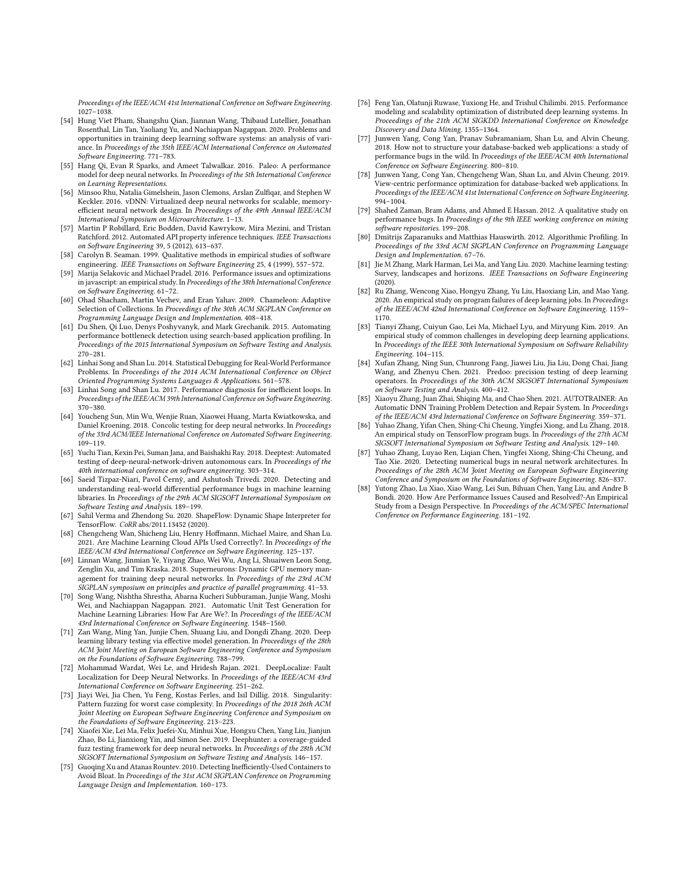*Proceedings of the IEEE/ACM 41st International Conference on Software Engineering*. 1027–1038.

[54] Hung Viet Pham, Shangshu Qian, Jiannan Wang, Thibaud Lutellier, Jonathan Rosenthal, Lin Tan, Yaoliang Yu, and Nachiappan Nagappan. 2020. Problems and opportunities in training deep learning software systems: an analysis of variance. In *Proceedings of the 35th IEEE/ACM International Conference on Automated Software Engineering*. 771–783.

[55] Hang Qi, Evan R Sparks, and Ameet Talwalkar. 2016. Paleo: A performance model for deep neural networks. In *Proceedings of the 5th International Conference on Learning Representations*.

[56] Minsoo Rhu, Natalia Gimelshein, Jason Clemons, Arslan Zulfiqar, and Stephen W Keckler. 2016. vDNN: Virtualized deep neural networks for scalable, memory-efficient neural network design. In *Proceedings of the 49th Annual IEEE/ACM International Symposium on Microarchitecture*. 1–13.

[57] Martin P Robillard, Eric Bodden, David Kawrykow, Mira Mezini, and Tristan Ratchford. 2012. Automated API property inference techniques. *IEEE Transactions on Software Engineering* 39, 5 (2012), 613–637.

[58] Carolyn B. Seaman. 1999. Qualitative methods in empirical studies of software engineering. *IEEE Transactions on Software Engineering* 25, 4 (1999), 557–572.

[59] Marija Selakovic and Michael Pradel. 2016. Performance issues and optimizations in javascript: an empirical study. In *Proceedings of the 38th International Conference on Software Engineering*. 61–72.

[60] Ohad Shacham, Martin Vechev, and Eran Yahav. 2009. Chameleon: Adaptive Selection of Collections. In *Proceedings of the 30th ACM SIGPLAN Conference on Programming Language Design and Implementation*. 408–418.

[61] Du Shen, Qi Luo, Denys Poshyvanyk, and Mark Grechanik. 2015. Automating performance bottleneck detection using search-based application profiling. In *Proceedings of the 2015 International Symposium on Software Testing and Analysis*. 270–281.

[62] Linhai Song and Shan Lu. 2014. Statistical Debugging for Real-World Performance Problems. In *Proceedings of the 2014 ACM International Conference on Object Oriented Programming Systems Languages & Applications*. 561–578.

[63] Linhai Song and Shan Lu. 2017. Performance diagnosis for inefficient loops. In *Proceedings of the IEEE/ACM 39th International Conference on Software Engineering*. 370–380.

[64] Youcheng Sun, Min Wu, Wenjie Ruan, Xiaowei Huang, Marta Kwiatkowska, and Daniel Kroening. 2018. Concolic testing for deep neural networks. In *Proceedings of the 33rd ACM/IEEE International Conference on Automated Software Engineering*. 109–119.

[65] Yuchi Tian, Kexin Pei, Suman Jana, and Baishakhi Ray. 2018. Deeptest: Automated testing of deep-neural-network-driven autonomous cars. In *Proceedings of the 40th international conference on software engineering*. 303–314.

[66] Saeid Tizpaz-Niari, Pavol Černý, and Ashutosh Trivedi. 2020. Detecting and understanding real-world differential performance bugs in machine learning libraries. In *Proceedings of the 29th ACM SIGSOFT International Symposium on Software Testing and Analysis*. 189–199.

[67] Sahil Verma and Zhendong Su. 2020. ShapeFlow: Dynamic Shape Interpreter for TensorFlow. *CoRR* abs/2011.13452 (2020).

[68] Chengcheng Wan, Shicheng Liu, Henry Hoffmann, Michael Maire, and Shan Lu. 2021. Are Machine Learning Cloud APIs Used Correctly?. In *Proceedings of the IEEE/ACM 43rd International Conference on Software Engineering*. 125–137.

[69] Linnan Wang, Jinmian Ye, Yiyang Zhao, Wei Wu, Ang Li, Shuaiwen Leon Song, Zenglin Xu, and Tim Kraska. 2018. Superneurons: Dynamic GPU memory management for training deep neural networks. In *Proceedings of the 23rd ACM SIGPLAN symposium on principles and practice of parallel programming*. 41–53.

[70] Song Wang, Nishtha Shrestha, Abarna Kucheri Subburaman, Junjie Wang, Moshi Wei, and Nachiappan Nagappan. 2021. Automatic Unit Test Generation for Machine Learning Libraries: How Far Are We?. In *Proceedings of the IEEE/ACM 43rd International Conference on Software Engineering*. 1548–1560.

[71] Zan Wang, Ming Yan, Junjie Chen, Shuang Liu, and Dongdi Zhang. 2020. Deep learning library testing via effective model generation. In *Proceedings of the 28th ACM Joint Meeting on European Software Engineering Conference and Symposium on the Foundations of Software Engineering*. 788–799.

[72] Mohammad Wardat, Wei Le, and Hridesh Rajan. 2021. DeepLocalize: Fault Localization for Deep Neural Networks. In *Proceedings of the IEEE/ACM 43rd International Conference on Software Engineering*. 251–262.

[73] Jiayi Wei, Jia Chen, Yu Feng, Kostas Ferles, and Isil Dillig. 2018. Singularity: Pattern fuzzing for worst case complexity. In *Proceedings of the 2018 26th ACM Joint Meeting on European Software Engineering Conference and Symposium on the Foundations of Software Engineering*. 213–223.

[74] Xiaofei Xie, Lei Ma, Felix Juefei-Xu, Minhui Xue, Hongxu Chen, Yang Liu, Jianjun Zhao, Bo Li, Jianxiong Yin, and Simon See. 2019. Deephunter: a coverage-guided fuzz testing framework for deep neural networks. In *Proceedings of the 28th ACM SIGSOFT International Symposium on Software Testing and Analysis*. 146–157.

[75] Guoqing Xu and Atanas Rountev. 2010. Detecting Inefficiently-Used Containers to Avoid Bloat. In *Proceedings of the 31st ACM SIGPLAN Conference on Programming Language Design and Implementation*. 160–173.

[76] Feng Yan, Olatunji Ruwase, Yuxiong He, and Trishul Chilimbi. 2015. Performance modeling and scalability optimization of distributed deep learning systems. In *Proceedings of the 21th ACM SIGKDD International Conference on Knowledge Discovery and Data Mining*. 1355–1364.

[77] Junwen Yang, Cong Yan, Pranav Subramaniam, Shan Lu, and Alvin Cheung. 2018. How not to structure your database-backed web applications: a study of performance bugs in the wild. In *Proceedings of the IEEE/ACM 40th International Conference on Software Engineering*. 800–810.

[78] Junwen Yang, Cong Yan, Chengcheng Wan, Shan Lu, and Alvin Cheung. 2019. View-centric performance optimization for database-backed web applications. In *Proceedings of the IEEE/ACM 41st International Conference on Software Engineering*. 994–1004.

[79] Shahed Zaman, Bram Adams, and Ahmed E Hassan. 2012. A qualitative study on performance bugs. In *Proceedings of the 9th IEEE working conference on mining software repositories*. 199–208.

[80] Dmitrijs Zaparanuks and Matthias Hauswirth. 2012. Algorithmic Profiling. In *Proceedings of the 33rd ACM SIGPLAN Conference on Programming Language Design and Implementation*. 67–76.

[81] Jie M Zhang, Mark Harman, Lei Ma, and Yang Liu. 2020. Machine learning testing: Survey, landscapes and horizons. *IEEE Transactions on Software Engineering* (2020).

[82] Ru Zhang, Wencong Xiao, Hongyu Zhang, Yu Liu, Haoxiang Lin, and Mao Yang. 2020. An empirical study on program failures of deep learning jobs. In *Proceedings of the IEEE/ACM 42nd International Conference on Software Engineering*. 1159–1170.

[83] Tianyi Zhang, Cuiyun Gao, Lei Ma, Michael Lyu, and Miryung Kim. 2019. An empirical study of common challenges in developing deep learning applications. In *Proceedings of the IEEE 30th International Symposium on Software Reliability Engineering*. 104–115.

[84] Xufan Zhang, Ning Sun, Chunrong Fang, Jiawei Liu, Jia Liu, Dong Chai, Jiang Wang, and Zhenyu Chen. 2021. Predoo: precision testing of deep learning operators. In *Proceedings of the 30th ACM SIGSOFT International Symposium on Software Testing and Analysis*. 400–412.

[85] Xiaoyu Zhang, Juan Zhai, Shiqing Ma, and Chao Shen. 2021. AUTOTRAINER: An Automatic DNN Training Problem Detection and Repair System. In *Proceedings of the IEEE/ACM 43rd International Conference on Software Engineering*. 359–371.

[86] Yuhao Zhang, Yifan Chen, Shing-Chi Cheung, Yingfei Xiong, and Lu Zhang. 2018. An empirical study on TensorFlow program bugs. In *Proceedings of the 27th ACM SIGSOFT International Symposium on Software Testing and Analysis*. 129–140.

[87] Yuhao Zhang, Luyao Ren, Liqian Chen, Yingfei Xiong, Shing-Chi Cheung, and Tao Xie. 2020. Detecting numerical bugs in neural network architectures. In *Proceedings of the 28th ACM Joint Meeting on European Software Engineering Conference and Symposium on the Foundations of Software Engineering*. 826–837.

[88] Yutong Zhao, Lu Xiao, Xiao Wang, Lei Sun, Bihuan Chen, Yang Liu, and Andre B Bondi. 2020. How Are Performance Issues Caused and Resolved?-An Empirical Study from a Design Perspective. In *Proceedings of the ACM/SPEC International Conference on Performance Engineering*. 181–192.